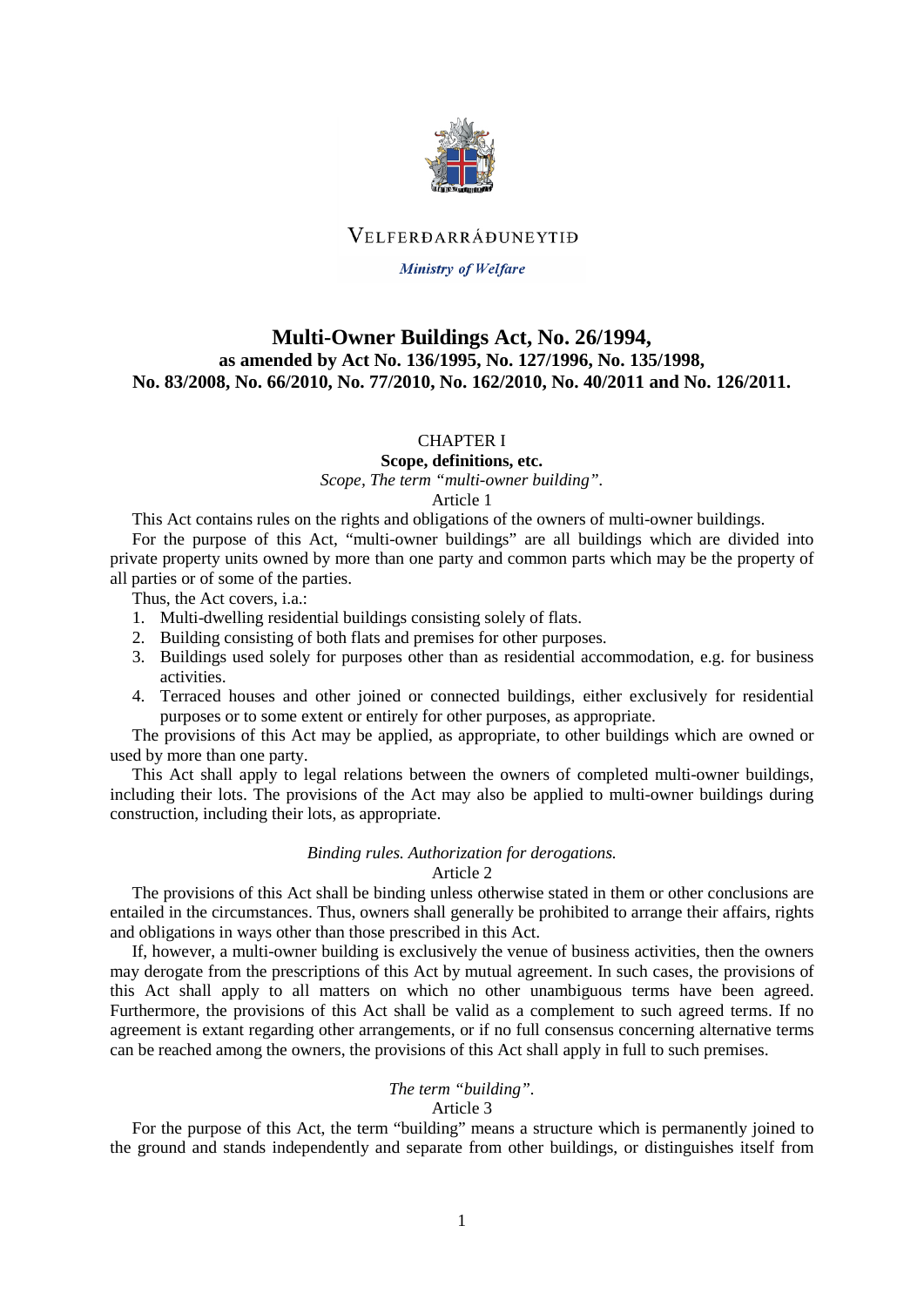VELFERÐARRÁÐUNEYTIÐ

*Ministry of Welfare*

# Multi-Owner Buildings Act, No. 26/1994,
## as amended by Act No. 136/1995, No. 127/1996, No. 135/1998, No. 83/2008, No. 66/2010, No. 77/2010, No. 162/2010, No. 40/2011 and No. 126/2011.

CHAPTER I

**Scope, definitions, etc.**

*Scope, The term "multi-owner building".*

Article 1

This Act contains rules on the rights and obligations of the owners of multi-owner buildings.

For the purpose of this Act, "multi-owner buildings" are all buildings which are divided into private property units owned by more than one party and common parts which may be the property of all parties or of some of the parties.

Thus, the Act covers, i.a.:

1. Multi-dwelling residential buildings consisting solely of flats.
2. Building consisting of both flats and premises for other purposes.
3. Buildings used solely for purposes other than as residential accommodation, e.g. for business activities.
4. Terraced houses and other joined or connected buildings, either exclusively for residential purposes or to some extent or entirely for other purposes, as appropriate.

The provisions of this Act may be applied, as appropriate, to other buildings which are owned or used by more than one party.

This Act shall apply to legal relations between the owners of completed multi-owner buildings, including their lots. The provisions of the Act may also be applied to multi-owner buildings during construction, including their lots, as appropriate.

*Binding rules. Authorization for derogations.*

Article 2

The provisions of this Act shall be binding unless otherwise stated in them or other conclusions are entailed in the circumstances. Thus, owners shall generally be prohibited to arrange their affairs, rights and obligations in ways other than those prescribed in this Act.

If, however, a multi-owner building is exclusively the venue of business activities, then the owners may derogate from the prescriptions of this Act by mutual agreement. In such cases, the provisions of this Act shall apply to all matters on which no other unambiguous terms have been agreed. Furthermore, the provisions of this Act shall be valid as a complement to such agreed terms. If no agreement is extant regarding other arrangements, or if no full consensus concerning alternative terms can be reached among the owners, the provisions of this Act shall apply in full to such premises.

*The term "building".*

Article 3

For the purpose of this Act, the term "building" means a structure which is permanently joined to the ground and stands independently and separate from other buildings, or distinguishes itself from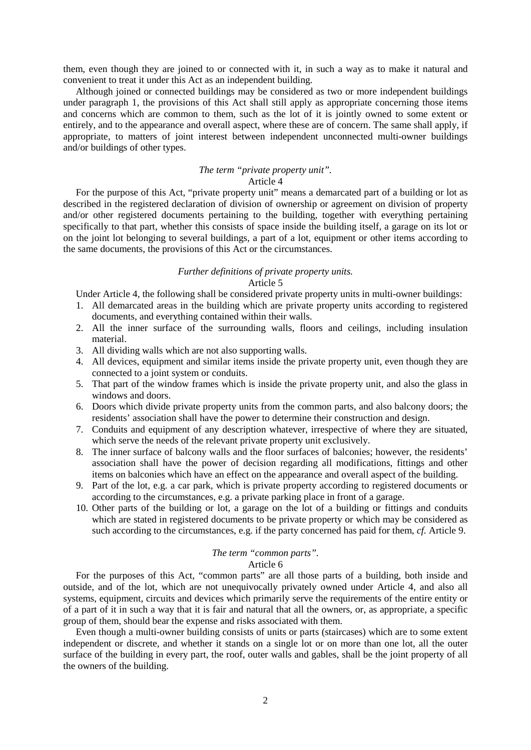them, even though they are joined to or connected with it, in such a way as to make it natural and convenient to treat it under this Act as an independent building.

Although joined or connected buildings may be considered as two or more independent buildings under paragraph 1, the provisions of this Act shall still apply as appropriate concerning those items and concerns which are common to them, such as the lot of it is jointly owned to some extent or entirely, and to the appearance and overall aspect, where these are of concern. The same shall apply, if appropriate, to matters of joint interest between independent unconnected multi-owner buildings and/or buildings of other types.

*The term "private property unit".*

Article 4

For the purpose of this Act, "private property unit" means a demarcated part of a building or lot as described in the registered declaration of division of ownership or agreement on division of property and/or other registered documents pertaining to the building, together with everything pertaining specifically to that part, whether this consists of space inside the building itself, a garage on its lot or on the joint lot belonging to several buildings, a part of a lot, equipment or other items according to the same documents, the provisions of this Act or the circumstances.

*Further definitions of private property units.*

Article 5

Under Article 4, the following shall be considered private property units in multi-owner buildings:

1. All demarcated areas in the building which are private property units according to registered documents, and everything contained within their walls.
2. All the inner surface of the surrounding walls, floors and ceilings, including insulation material.
3. All dividing walls which are not also supporting walls.
4. All devices, equipment and similar items inside the private property unit, even though they are connected to a joint system or conduits.
5. That part of the window frames which is inside the private property unit, and also the glass in windows and doors.
6. Doors which divide private property units from the common parts, and also balcony doors; the residents' association shall have the power to determine their construction and design.
7. Conduits and equipment of any description whatever, irrespective of where they are situated, which serve the needs of the relevant private property unit exclusively.
8. The inner surface of balcony walls and the floor surfaces of balconies; however, the residents' association shall have the power of decision regarding all modifications, fittings and other items on balconies which have an effect on the appearance and overall aspect of the building.
9. Part of the lot, e.g. a car park, which is private property according to registered documents or according to the circumstances, e.g. a private parking place in front of a garage.
10. Other parts of the building or lot, a garage on the lot of a building or fittings and conduits which are stated in registered documents to be private property or which may be considered as such according to the circumstances, e.g. if the party concerned has paid for them, *cf.* Article 9.

*The term "common parts".*

Article 6

For the purposes of this Act, "common parts" are all those parts of a building, both inside and outside, and of the lot, which are not unequivocally privately owned under Article 4, and also all systems, equipment, circuits and devices which primarily serve the requirements of the entire entity or of a part of it in such a way that it is fair and natural that all the owners, or, as appropriate, a specific group of them, should bear the expense and risks associated with them.

Even though a multi-owner building consists of units or parts (staircases) which are to some extent independent or discrete, and whether it stands on a single lot or on more than one lot, all the outer surface of the building in every part, the roof, outer walls and gables, shall be the joint property of all the owners of the building.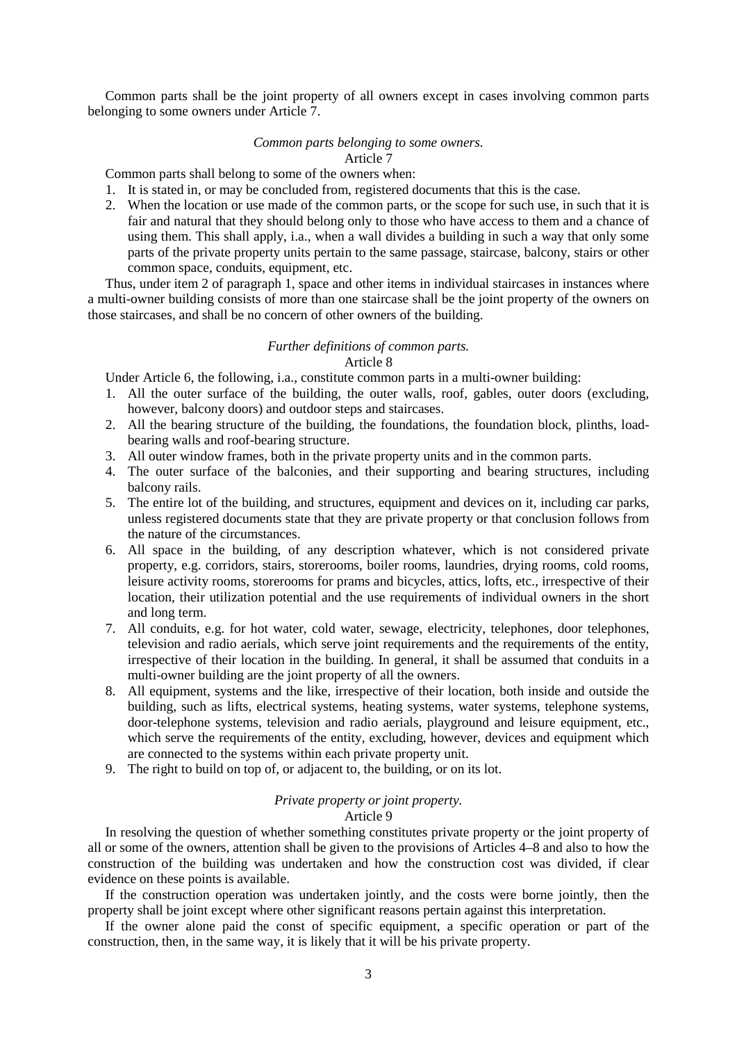Common parts shall be the joint property of all owners except in cases involving common parts belonging to some owners under Article 7.

*Common parts belonging to some owners.*

Article 7

Common parts shall belong to some of the owners when:

1. It is stated in, or may be concluded from, registered documents that this is the case.
2. When the location or use made of the common parts, or the scope for such use, in such that it is fair and natural that they should belong only to those who have access to them and a chance of using them. This shall apply, i.a., when a wall divides a building in such a way that only some parts of the private property units pertain to the same passage, staircase, balcony, stairs or other common space, conduits, equipment, etc.

Thus, under item 2 of paragraph 1, space and other items in individual staircases in instances where a multi-owner building consists of more than one staircase shall be the joint property of the owners on those staircases, and shall be no concern of other owners of the building.

*Further definitions of common parts.*

Article 8

Under Article 6, the following, i.a., constitute common parts in a multi-owner building:

1. All the outer surface of the building, the outer walls, roof, gables, outer doors (excluding, however, balcony doors) and outdoor steps and staircases.
2. All the bearing structure of the building, the foundations, the foundation block, plinths, load-bearing walls and roof-bearing structure.
3. All outer window frames, both in the private property units and in the common parts.
4. The outer surface of the balconies, and their supporting and bearing structures, including balcony rails.
5. The entire lot of the building, and structures, equipment and devices on it, including car parks, unless registered documents state that they are private property or that conclusion follows from the nature of the circumstances.
6. All space in the building, of any description whatever, which is not considered private property, e.g. corridors, stairs, storerooms, boiler rooms, laundries, drying rooms, cold rooms, leisure activity rooms, storerooms for prams and bicycles, attics, lofts, etc., irrespective of their location, their utilization potential and the use requirements of individual owners in the short and long term.
7. All conduits, e.g. for hot water, cold water, sewage, electricity, telephones, door telephones, television and radio aerials, which serve joint requirements and the requirements of the entity, irrespective of their location in the building. In general, it shall be assumed that conduits in a multi-owner building are the joint property of all the owners.
8. All equipment, systems and the like, irrespective of their location, both inside and outside the building, such as lifts, electrical systems, heating systems, water systems, telephone systems, door-telephone systems, television and radio aerials, playground and leisure equipment, etc., which serve the requirements of the entity, excluding, however, devices and equipment which are connected to the systems within each private property unit.
9. The right to build on top of, or adjacent to, the building, or on its lot.

*Private property or joint property.*

Article 9

In resolving the question of whether something constitutes private property or the joint property of all or some of the owners, attention shall be given to the provisions of Articles 4–8 and also to how the construction of the building was undertaken and how the construction cost was divided, if clear evidence on these points is available.

If the construction operation was undertaken jointly, and the costs were borne jointly, then the property shall be joint except where other significant reasons pertain against this interpretation.

If the owner alone paid the const of specific equipment, a specific operation or part of the construction, then, in the same way, it is likely that it will be his private property.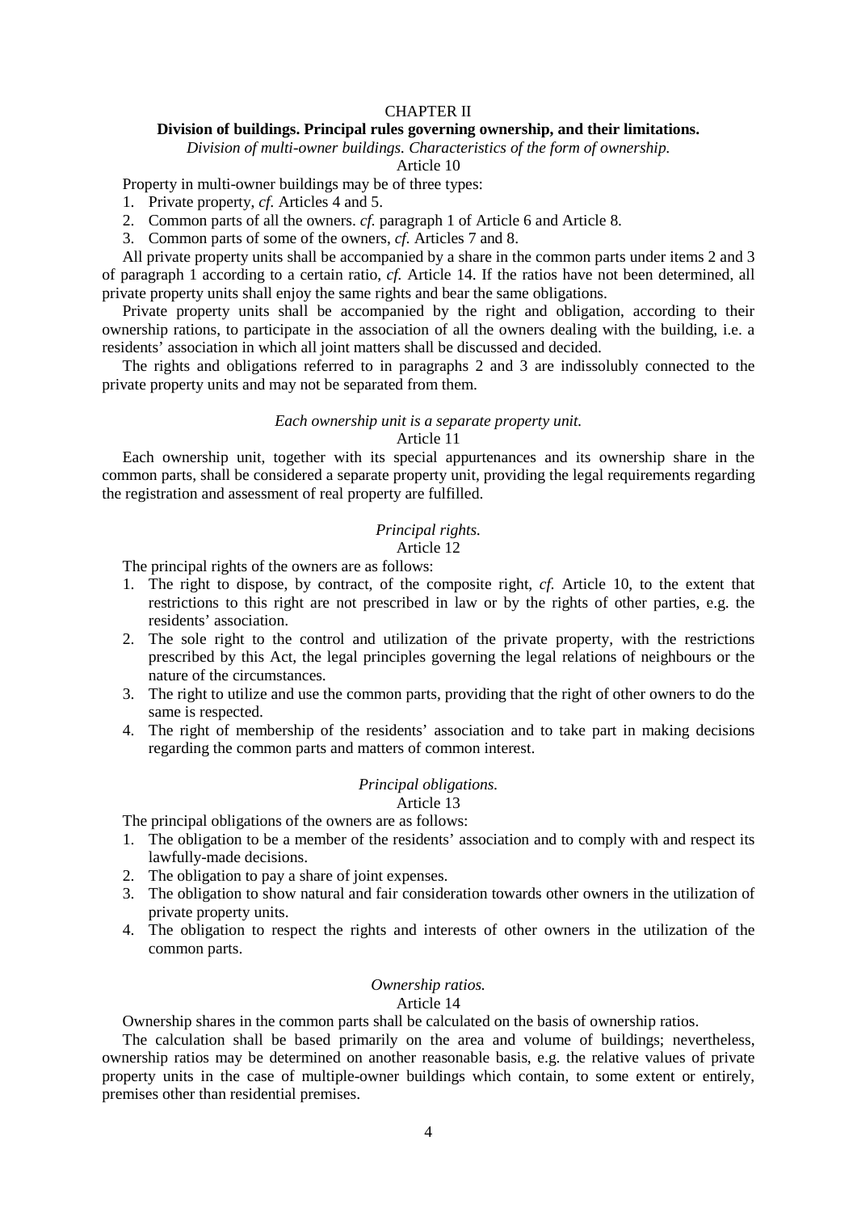## CHAPTER II

### Division of buildings. Principal rules governing ownership, and their limitations.

*Division of multi-owner buildings. Characteristics of the form of ownership.*

Article 10

Property in multi-owner buildings may be of three types:

1. Private property, *cf.* Articles 4 and 5.
2. Common parts of all the owners. *cf.* paragraph 1 of Article 6 and Article 8.
3. Common parts of some of the owners, *cf.* Articles 7 and 8.

All private property units shall be accompanied by a share in the common parts under items 2 and 3 of paragraph 1 according to a certain ratio, *cf.* Article 14. If the ratios have not been determined, all private property units shall enjoy the same rights and bear the same obligations.

Private property units shall be accompanied by the right and obligation, according to their ownership rations, to participate in the association of all the owners dealing with the building, i.e. a residents' association in which all joint matters shall be discussed and decided.

The rights and obligations referred to in paragraphs 2 and 3 are indissolubly connected to the private property units and may not be separated from them.

*Each ownership unit is a separate property unit.*

Article 11

Each ownership unit, together with its special appurtenances and its ownership share in the common parts, shall be considered a separate property unit, providing the legal requirements regarding the registration and assessment of real property are fulfilled.

*Principal rights.*

Article 12

The principal rights of the owners are as follows:

1. The right to dispose, by contract, of the composite right, *cf.* Article 10, to the extent that restrictions to this right are not prescribed in law or by the rights of other parties, e.g. the residents' association.
2. The sole right to the control and utilization of the private property, with the restrictions prescribed by this Act, the legal principles governing the legal relations of neighbours or the nature of the circumstances.
3. The right to utilize and use the common parts, providing that the right of other owners to do the same is respected.
4. The right of membership of the residents' association and to take part in making decisions regarding the common parts and matters of common interest.

*Principal obligations.*

Article 13

The principal obligations of the owners are as follows:

1. The obligation to be a member of the residents' association and to comply with and respect its lawfully-made decisions.
2. The obligation to pay a share of joint expenses.
3. The obligation to show natural and fair consideration towards other owners in the utilization of private property units.
4. The obligation to respect the rights and interests of other owners in the utilization of the common parts.

*Ownership ratios.*

Article 14

Ownership shares in the common parts shall be calculated on the basis of ownership ratios.

The calculation shall be based primarily on the area and volume of buildings; nevertheless, ownership ratios may be determined on another reasonable basis, e.g. the relative values of private property units in the case of multiple-owner buildings which contain, to some extent or entirely, premises other than residential premises.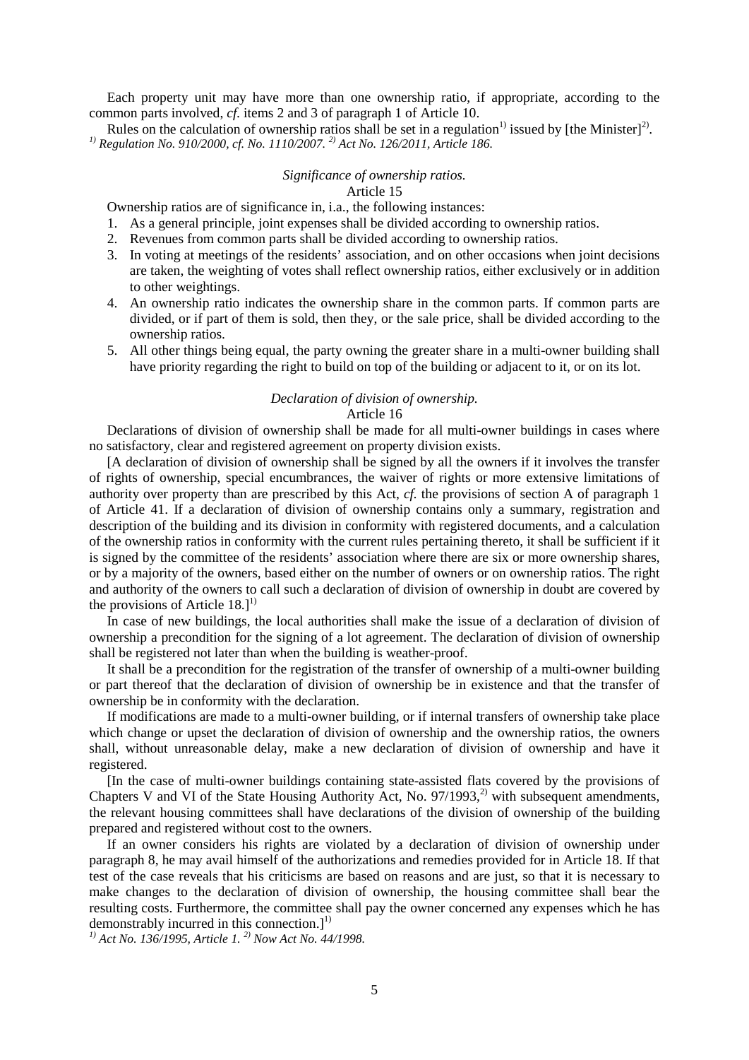Each property unit may have more than one ownership ratio, if appropriate, according to the common parts involved, *cf.* items 2 and 3 of paragraph 1 of Article 10.

Rules on the calculation of ownership ratios shall be set in a regulation[1)] issued by [the Minister][2)].

*[1)] Regulation No. 910/2000, cf. No. 1110/2007. [2)] Act No. 126/2011, Article 186.*

*Significance of ownership ratios.*

Article 15

Ownership ratios are of significance in, i.a., the following instances:

1. As a general principle, joint expenses shall be divided according to ownership ratios.
2. Revenues from common parts shall be divided according to ownership ratios.
3. In voting at meetings of the residents' association, and on other occasions when joint decisions are taken, the weighting of votes shall reflect ownership ratios, either exclusively or in addition to other weightings.
4. An ownership ratio indicates the ownership share in the common parts. If common parts are divided, or if part of them is sold, then they, or the sale price, shall be divided according to the ownership ratios.
5. All other things being equal, the party owning the greater share in a multi-owner building shall have priority regarding the right to build on top of the building or adjacent to it, or on its lot.

*Declaration of division of ownership.*

Article 16

Declarations of division of ownership shall be made for all multi-owner buildings in cases where no satisfactory, clear and registered agreement on property division exists.

[A declaration of division of ownership shall be signed by all the owners if it involves the transfer of rights of ownership, special encumbrances, the waiver of rights or more extensive limitations of authority over property than are prescribed by this Act, *cf.* the provisions of section A of paragraph 1 of Article 41. If a declaration of division of ownership contains only a summary, registration and description of the building and its division in conformity with registered documents, and a calculation of the ownership ratios in conformity with the current rules pertaining thereto, it shall be sufficient if it is signed by the committee of the residents' association where there are six or more ownership shares, or by a majority of the owners, based either on the number of owners or on ownership ratios. The right and authority of the owners to call such a declaration of division of ownership in doubt are covered by the provisions of Article 18.][1)]

In case of new buildings, the local authorities shall make the issue of a declaration of division of ownership a precondition for the signing of a lot agreement. The declaration of division of ownership shall be registered not later than when the building is weather-proof.

It shall be a precondition for the registration of the transfer of ownership of a multi-owner building or part thereof that the declaration of division of ownership be in existence and that the transfer of ownership be in conformity with the declaration.

If modifications are made to a multi-owner building, or if internal transfers of ownership take place which change or upset the declaration of division of ownership and the ownership ratios, the owners shall, without unreasonable delay, make a new declaration of division of ownership and have it registered.

[In the case of multi-owner buildings containing state-assisted flats covered by the provisions of Chapters V and VI of the State Housing Authority Act, No. 97/1993,[2)] with subsequent amendments, the relevant housing committees shall have declarations of the division of ownership of the building prepared and registered without cost to the owners.

If an owner considers his rights are violated by a declaration of division of ownership under paragraph 8, he may avail himself of the authorizations and remedies provided for in Article 18. If that test of the case reveals that his criticisms are based on reasons and are just, so that it is necessary to make changes to the declaration of division of ownership, the housing committee shall bear the resulting costs. Furthermore, the committee shall pay the owner concerned any expenses which he has demonstrably incurred in this connection.][1)]

*[1)] Act No. 136/1995, Article 1. [2)] Now Act No. 44/1998.*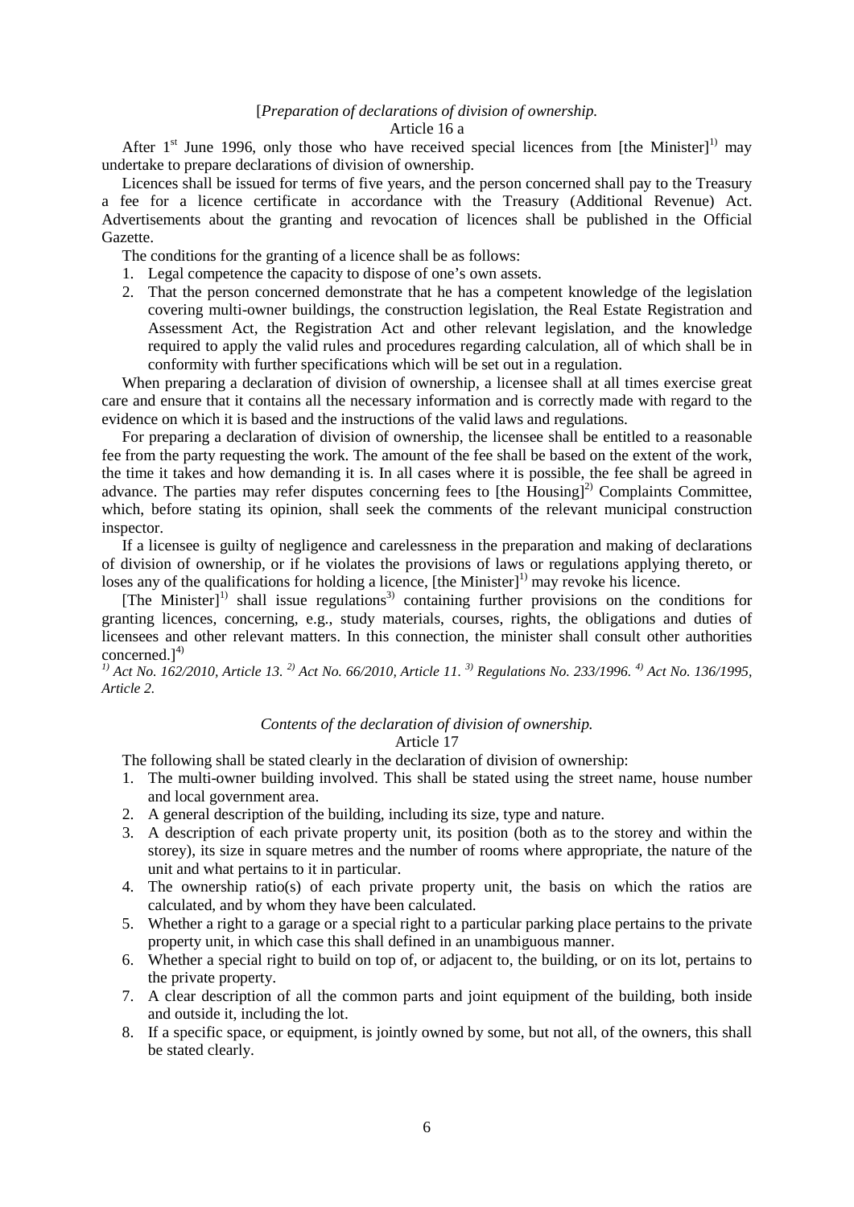[*Preparation of declarations of division of ownership.*
Article 16 a

After 1st June 1996, only those who have received special licences from [the Minister][1] may undertake to prepare declarations of division of ownership.

Licences shall be issued for terms of five years, and the person concerned shall pay to the Treasury a fee for a licence certificate in accordance with the Treasury (Additional Revenue) Act. Advertisements about the granting and revocation of licences shall be published in the Official Gazette.

The conditions for the granting of a licence shall be as follows:

1. Legal competence the capacity to dispose of one's own assets.
2. That the person concerned demonstrate that he has a competent knowledge of the legislation covering multi-owner buildings, the construction legislation, the Real Estate Registration and Assessment Act, the Registration Act and other relevant legislation, and the knowledge required to apply the valid rules and procedures regarding calculation, all of which shall be in conformity with further specifications which will be set out in a regulation.

When preparing a declaration of division of ownership, a licensee shall at all times exercise great care and ensure that it contains all the necessary information and is correctly made with regard to the evidence on which it is based and the instructions of the valid laws and regulations.

For preparing a declaration of division of ownership, the licensee shall be entitled to a reasonable fee from the party requesting the work. The amount of the fee shall be based on the extent of the work, the time it takes and how demanding it is. In all cases where it is possible, the fee shall be agreed in advance. The parties may refer disputes concerning fees to [the Housing][2] Complaints Committee, which, before stating its opinion, shall seek the comments of the relevant municipal construction inspector.

If a licensee is guilty of negligence and carelessness in the preparation and making of declarations of division of ownership, or if he violates the provisions of laws or regulations applying thereto, or loses any of the qualifications for holding a licence, [the Minister][1] may revoke his licence.

[The Minister][1] shall issue regulations[3] containing further provisions on the conditions for granting licences, concerning, e.g., study materials, courses, rights, the obligations and duties of licensees and other relevant matters. In this connection, the minister shall consult other authorities concerned.][4]

*[1] Act No. 162/2010, Article 13. [2] Act No. 66/2010, Article 11. [3] Regulations No. 233/1996. [4] Act No. 136/1995, Article 2.*

*Contents of the declaration of division of ownership.*
Article 17

The following shall be stated clearly in the declaration of division of ownership:

1. The multi-owner building involved. This shall be stated using the street name, house number and local government area.
2. A general description of the building, including its size, type and nature.
3. A description of each private property unit, its position (both as to the storey and within the storey), its size in square metres and the number of rooms where appropriate, the nature of the unit and what pertains to it in particular.
4. The ownership ratio(s) of each private property unit, the basis on which the ratios are calculated, and by whom they have been calculated.
5. Whether a right to a garage or a special right to a particular parking place pertains to the private property unit, in which case this shall defined in an unambiguous manner.
6. Whether a special right to build on top of, or adjacent to, the building, or on its lot, pertains to the private property.
7. A clear description of all the common parts and joint equipment of the building, both inside and outside it, including the lot.
8. If a specific space, or equipment, is jointly owned by some, but not all, of the owners, this shall be stated clearly.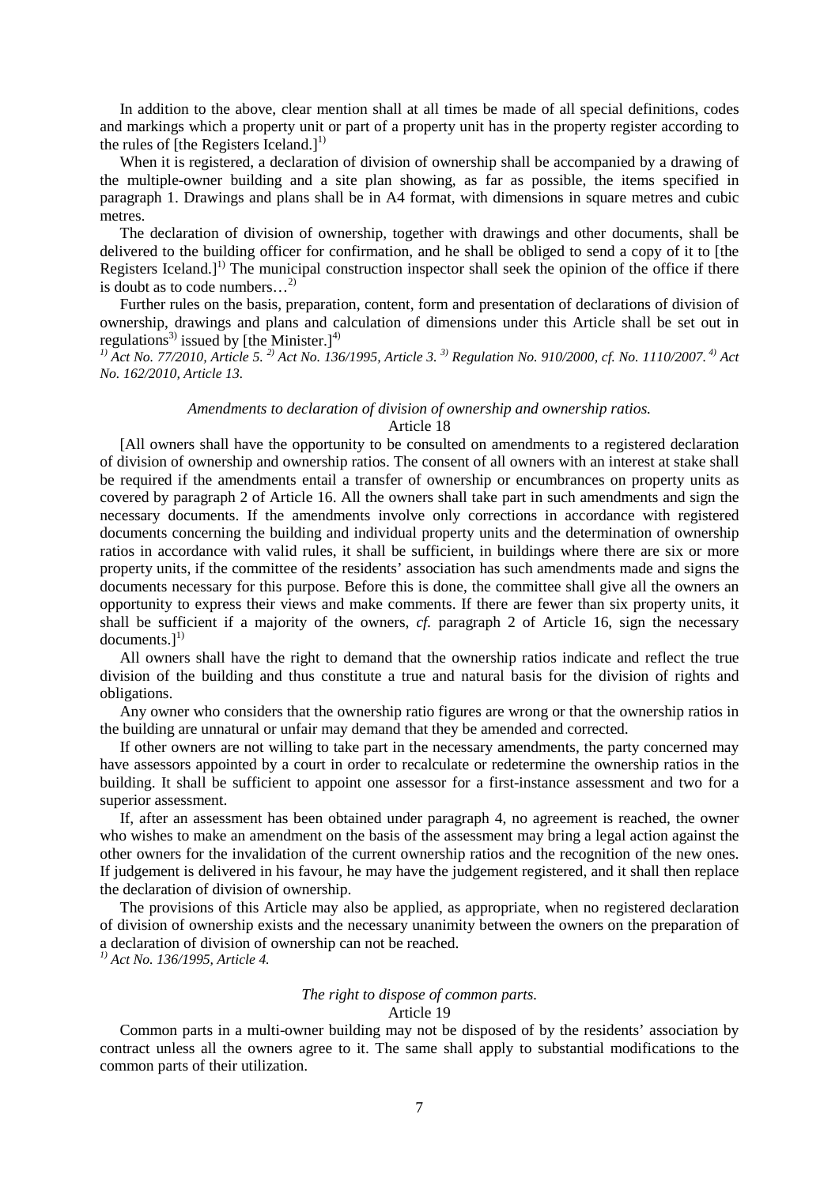In addition to the above, clear mention shall at all times be made of all special definitions, codes and markings which a property unit or part of a property unit has in the property register according to the rules of [the Registers Iceland.][1)]

When it is registered, a declaration of division of ownership shall be accompanied by a drawing of the multiple-owner building and a site plan showing, as far as possible, the items specified in paragraph 1. Drawings and plans shall be in A4 format, with dimensions in square metres and cubic metres.

The declaration of division of ownership, together with drawings and other documents, shall be delivered to the building officer for confirmation, and he shall be obliged to send a copy of it to [the Registers Iceland.][1)] The municipal construction inspector shall seek the opinion of the office if there is doubt as to code numbers…[2)]

Further rules on the basis, preparation, content, form and presentation of declarations of division of ownership, drawings and plans and calculation of dimensions under this Article shall be set out in regulations[3)] issued by [the Minister.][4)]

*[1)] Act No. 77/2010, Article 5. [2)] Act No. 136/1995, Article 3. [3)] Regulation No. 910/2000, cf. No. 1110/2007. [4)] Act No. 162/2010, Article 13.*

*Amendments to declaration of division of ownership and ownership ratios.*
Article 18

[All owners shall have the opportunity to be consulted on amendments to a registered declaration of division of ownership and ownership ratios. The consent of all owners with an interest at stake shall be required if the amendments entail a transfer of ownership or encumbrances on property units as covered by paragraph 2 of Article 16. All the owners shall take part in such amendments and sign the necessary documents. If the amendments involve only corrections in accordance with registered documents concerning the building and individual property units and the determination of ownership ratios in accordance with valid rules, it shall be sufficient, in buildings where there are six or more property units, if the committee of the residents' association has such amendments made and signs the documents necessary for this purpose. Before this is done, the committee shall give all the owners an opportunity to express their views and make comments. If there are fewer than six property units, it shall be sufficient if a majority of the owners, *cf.* paragraph 2 of Article 16, sign the necessary documents.][1)]

All owners shall have the right to demand that the ownership ratios indicate and reflect the true division of the building and thus constitute a true and natural basis for the division of rights and obligations.

Any owner who considers that the ownership ratio figures are wrong or that the ownership ratios in the building are unnatural or unfair may demand that they be amended and corrected.

If other owners are not willing to take part in the necessary amendments, the party concerned may have assessors appointed by a court in order to recalculate or redetermine the ownership ratios in the building. It shall be sufficient to appoint one assessor for a first-instance assessment and two for a superior assessment.

If, after an assessment has been obtained under paragraph 4, no agreement is reached, the owner who wishes to make an amendment on the basis of the assessment may bring a legal action against the other owners for the invalidation of the current ownership ratios and the recognition of the new ones. If judgement is delivered in his favour, he may have the judgement registered, and it shall then replace the declaration of division of ownership.

The provisions of this Article may also be applied, as appropriate, when no registered declaration of division of ownership exists and the necessary unanimity between the owners on the preparation of a declaration of division of ownership can not be reached.

*[1)] Act No. 136/1995, Article 4.*

*The right to dispose of common parts.*
Article 19

Common parts in a multi-owner building may not be disposed of by the residents' association by contract unless all the owners agree to it. The same shall apply to substantial modifications to the common parts of their utilization.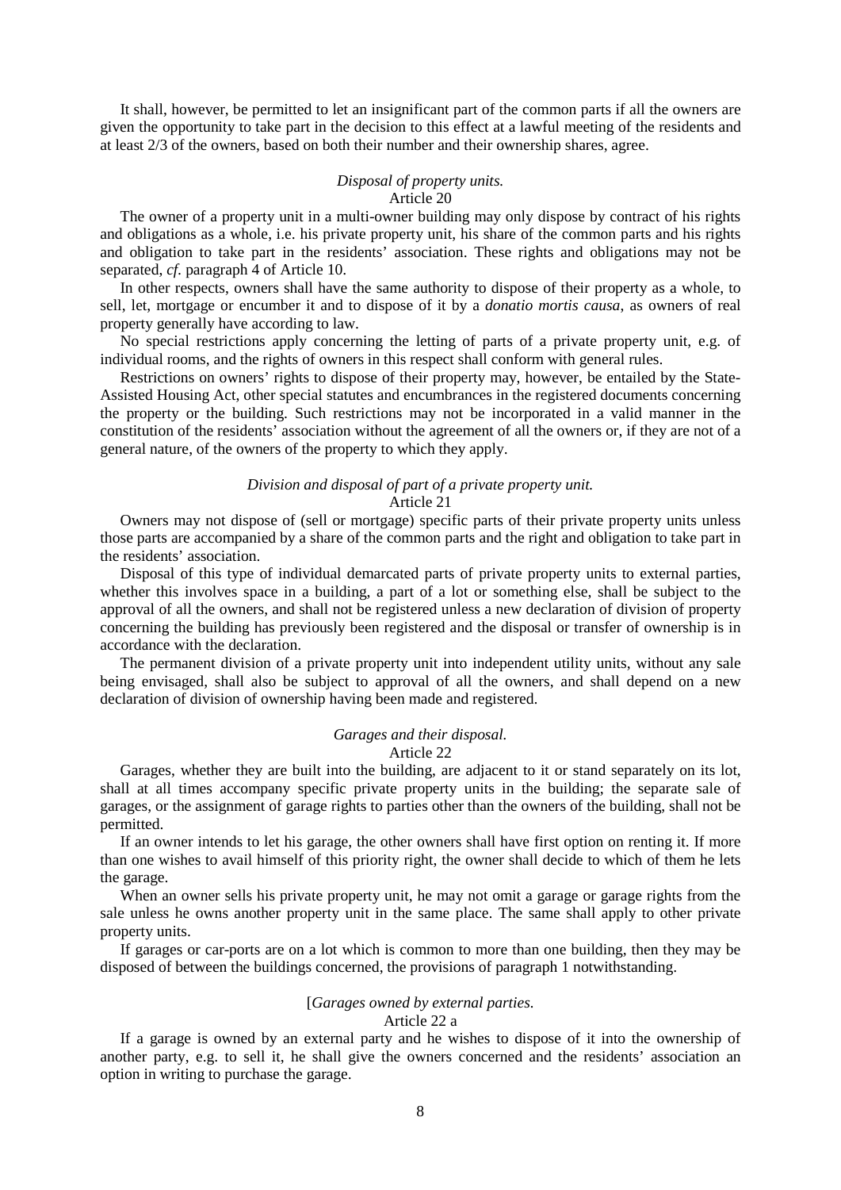It shall, however, be permitted to let an insignificant part of the common parts if all the owners are given the opportunity to take part in the decision to this effect at a lawful meeting of the residents and at least 2/3 of the owners, based on both their number and their ownership shares, agree.

*Disposal of property units.*
Article 20

The owner of a property unit in a multi-owner building may only dispose by contract of his rights and obligations as a whole, i.e. his private property unit, his share of the common parts and his rights and obligation to take part in the residents' association. These rights and obligations may not be separated, *cf.* paragraph 4 of Article 10.

In other respects, owners shall have the same authority to dispose of their property as a whole, to sell, let, mortgage or encumber it and to dispose of it by a *donatio mortis causa*, as owners of real property generally have according to law.

No special restrictions apply concerning the letting of parts of a private property unit, e.g. of individual rooms, and the rights of owners in this respect shall conform with general rules.

Restrictions on owners' rights to dispose of their property may, however, be entailed by the State-Assisted Housing Act, other special statutes and encumbrances in the registered documents concerning the property or the building. Such restrictions may not be incorporated in a valid manner in the constitution of the residents' association without the agreement of all the owners or, if they are not of a general nature, of the owners of the property to which they apply.

*Division and disposal of part of a private property unit.*
Article 21

Owners may not dispose of (sell or mortgage) specific parts of their private property units unless those parts are accompanied by a share of the common parts and the right and obligation to take part in the residents' association.

Disposal of this type of individual demarcated parts of private property units to external parties, whether this involves space in a building, a part of a lot or something else, shall be subject to the approval of all the owners, and shall not be registered unless a new declaration of division of property concerning the building has previously been registered and the disposal or transfer of ownership is in accordance with the declaration.

The permanent division of a private property unit into independent utility units, without any sale being envisaged, shall also be subject to approval of all the owners, and shall depend on a new declaration of division of ownership having been made and registered.

*Garages and their disposal.*
Article 22

Garages, whether they are built into the building, are adjacent to it or stand separately on its lot, shall at all times accompany specific private property units in the building; the separate sale of garages, or the assignment of garage rights to parties other than the owners of the building, shall not be permitted.

If an owner intends to let his garage, the other owners shall have first option on renting it. If more than one wishes to avail himself of this priority right, the owner shall decide to which of them he lets the garage.

When an owner sells his private property unit, he may not omit a garage or garage rights from the sale unless he owns another property unit in the same place. The same shall apply to other private property units.

If garages or car-ports are on a lot which is common to more than one building, then they may be disposed of between the buildings concerned, the provisions of paragraph 1 notwithstanding.

[*Garages owned by external parties.*
Article 22 a

If a garage is owned by an external party and he wishes to dispose of it into the ownership of another party, e.g. to sell it, he shall give the owners concerned and the residents' association an option in writing to purchase the garage.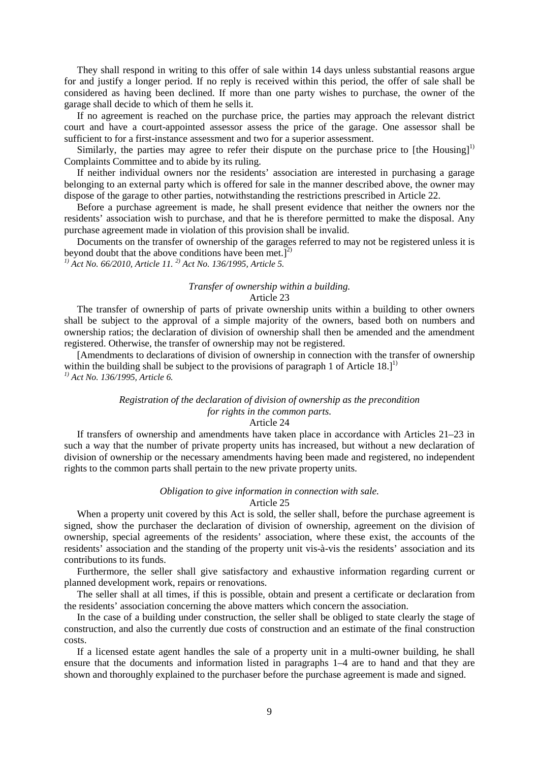They shall respond in writing to this offer of sale within 14 days unless substantial reasons argue for and justify a longer period. If no reply is received within this period, the offer of sale shall be considered as having been declined. If more than one party wishes to purchase, the owner of the garage shall decide to which of them he sells it.

If no agreement is reached on the purchase price, the parties may approach the relevant district court and have a court-appointed assessor assess the price of the garage. One assessor shall be sufficient to for a first-instance assessment and two for a superior assessment.

Similarly, the parties may agree to refer their dispute on the purchase price to [the Housing][1) ]Complaints Committee and to abide by its ruling.

If neither individual owners nor the residents' association are interested in purchasing a garage belonging to an external party which is offered for sale in the manner described above, the owner may dispose of the garage to other parties, notwithstanding the restrictions prescribed in Article 22.

Before a purchase agreement is made, he shall present evidence that neither the owners nor the residents' association wish to purchase, and that he is therefore permitted to make the disposal. Any purchase agreement made in violation of this provision shall be invalid.

Documents on the transfer of ownership of the garages referred to may not be registered unless it is beyond doubt that the above conditions have been met.][2)]

*[1)] Act No. 66/2010, Article 11. [2)] Act No. 136/1995, Article 5.*

*Transfer of ownership within a building.*
Article 23

The transfer of ownership of parts of private ownership units within a building to other owners shall be subject to the approval of a simple majority of the owners, based both on numbers and ownership ratios; the declaration of division of ownership shall then be amended and the amendment registered. Otherwise, the transfer of ownership may not be registered.

[Amendments to declarations of division of ownership in connection with the transfer of ownership within the building shall be subject to the provisions of paragraph 1 of Article 18.][1)]

*[1)] Act No. 136/1995, Article 6.*

*Registration of the declaration of division of ownership as the precondition for rights in the common parts.*
Article 24

If transfers of ownership and amendments have taken place in accordance with Articles 21–23 in such a way that the number of private property units has increased, but without a new declaration of division of ownership or the necessary amendments having been made and registered, no independent rights to the common parts shall pertain to the new private property units.

*Obligation to give information in connection with sale.*
Article 25

When a property unit covered by this Act is sold, the seller shall, before the purchase agreement is signed, show the purchaser the declaration of division of ownership, agreement on the division of ownership, special agreements of the residents' association, where these exist, the accounts of the residents' association and the standing of the property unit vis-à-vis the residents' association and its contributions to its funds.

Furthermore, the seller shall give satisfactory and exhaustive information regarding current or planned development work, repairs or renovations.

The seller shall at all times, if this is possible, obtain and present a certificate or declaration from the residents' association concerning the above matters which concern the association.

In the case of a building under construction, the seller shall be obliged to state clearly the stage of construction, and also the currently due costs of construction and an estimate of the final construction costs.

If a licensed estate agent handles the sale of a property unit in a multi-owner building, he shall ensure that the documents and information listed in paragraphs 1–4 are to hand and that they are shown and thoroughly explained to the purchaser before the purchase agreement is made and signed.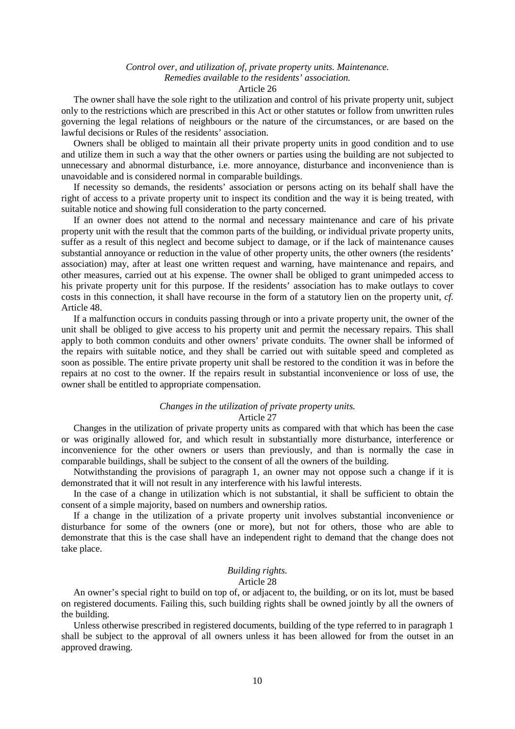*Control over, and utilization of, private property units. Maintenance. Remedies available to the residents' association.*

Article 26

The owner shall have the sole right to the utilization and control of his private property unit, subject only to the restrictions which are prescribed in this Act or other statutes or follow from unwritten rules governing the legal relations of neighbours or the nature of the circumstances, or are based on the lawful decisions or Rules of the residents' association.

Owners shall be obliged to maintain all their private property units in good condition and to use and utilize them in such a way that the other owners or parties using the building are not subjected to unnecessary and abnormal disturbance, i.e. more annoyance, disturbance and inconvenience than is unavoidable and is considered normal in comparable buildings.

If necessity so demands, the residents' association or persons acting on its behalf shall have the right of access to a private property unit to inspect its condition and the way it is being treated, with suitable notice and showing full consideration to the party concerned.

If an owner does not attend to the normal and necessary maintenance and care of his private property unit with the result that the common parts of the building, or individual private property units, suffer as a result of this neglect and become subject to damage, or if the lack of maintenance causes substantial annoyance or reduction in the value of other property units, the other owners (the residents' association) may, after at least one written request and warning, have maintenance and repairs, and other measures, carried out at his expense. The owner shall be obliged to grant unimpeded access to his private property unit for this purpose. If the residents' association has to make outlays to cover costs in this connection, it shall have recourse in the form of a statutory lien on the property unit, *cf.* Article 48.

If a malfunction occurs in conduits passing through or into a private property unit, the owner of the unit shall be obliged to give access to his property unit and permit the necessary repairs. This shall apply to both common conduits and other owners' private conduits. The owner shall be informed of the repairs with suitable notice, and they shall be carried out with suitable speed and completed as soon as possible. The entire private property unit shall be restored to the condition it was in before the repairs at no cost to the owner. If the repairs result in substantial inconvenience or loss of use, the owner shall be entitled to appropriate compensation.

*Changes in the utilization of private property units.*

Article 27

Changes in the utilization of private property units as compared with that which has been the case or was originally allowed for, and which result in substantially more disturbance, interference or inconvenience for the other owners or users than previously, and than is normally the case in comparable buildings, shall be subject to the consent of all the owners of the building.

Notwithstanding the provisions of paragraph 1, an owner may not oppose such a change if it is demonstrated that it will not result in any interference with his lawful interests.

In the case of a change in utilization which is not substantial, it shall be sufficient to obtain the consent of a simple majority, based on numbers and ownership ratios.

If a change in the utilization of a private property unit involves substantial inconvenience or disturbance for some of the owners (one or more), but not for others, those who are able to demonstrate that this is the case shall have an independent right to demand that the change does not take place.

*Building rights.*

Article 28

An owner's special right to build on top of, or adjacent to, the building, or on its lot, must be based on registered documents. Failing this, such building rights shall be owned jointly by all the owners of the building.

Unless otherwise prescribed in registered documents, building of the type referred to in paragraph 1 shall be subject to the approval of all owners unless it has been allowed for from the outset in an approved drawing.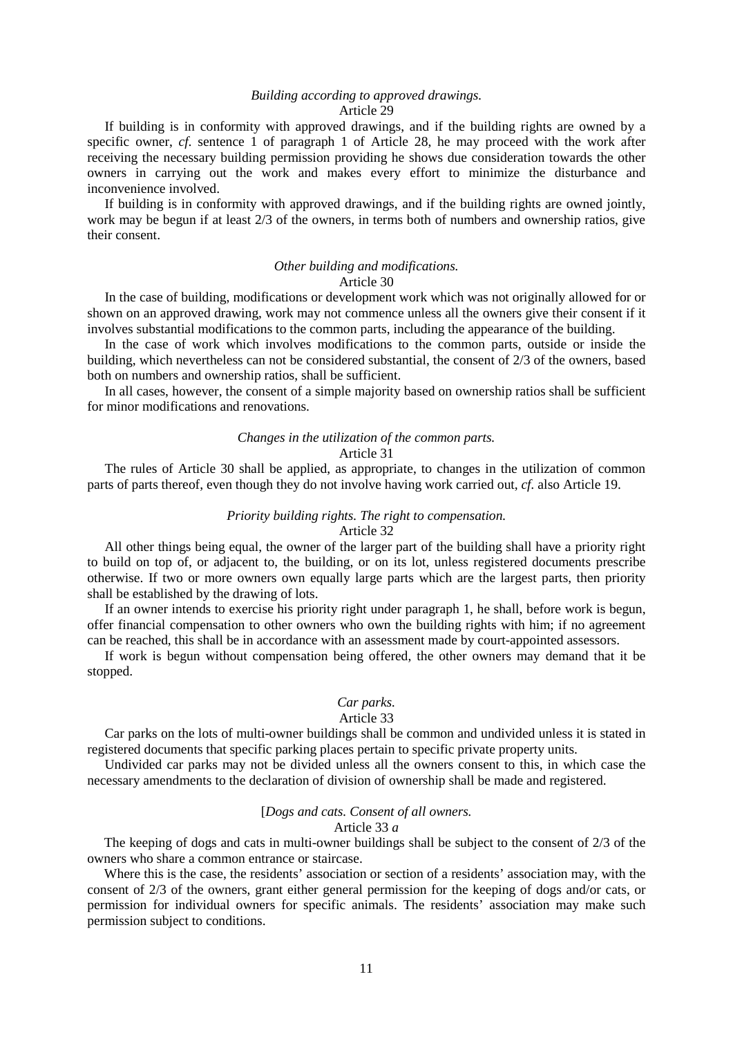*Building according to approved drawings.*
Article 29

If building is in conformity with approved drawings, and if the building rights are owned by a specific owner, *cf.* sentence 1 of paragraph 1 of Article 28, he may proceed with the work after receiving the necessary building permission providing he shows due consideration towards the other owners in carrying out the work and makes every effort to minimize the disturbance and inconvenience involved.

If building is in conformity with approved drawings, and if the building rights are owned jointly, work may be begun if at least 2/3 of the owners, in terms both of numbers and ownership ratios, give their consent.

*Other building and modifications.*
Article 30

In the case of building, modifications or development work which was not originally allowed for or shown on an approved drawing, work may not commence unless all the owners give their consent if it involves substantial modifications to the common parts, including the appearance of the building.

In the case of work which involves modifications to the common parts, outside or inside the building, which nevertheless can not be considered substantial, the consent of 2/3 of the owners, based both on numbers and ownership ratios, shall be sufficient.

In all cases, however, the consent of a simple majority based on ownership ratios shall be sufficient for minor modifications and renovations.

*Changes in the utilization of the common parts.*
Article 31

The rules of Article 30 shall be applied, as appropriate, to changes in the utilization of common parts of parts thereof, even though they do not involve having work carried out, *cf.* also Article 19.

*Priority building rights. The right to compensation.*
Article 32

All other things being equal, the owner of the larger part of the building shall have a priority right to build on top of, or adjacent to, the building, or on its lot, unless registered documents prescribe otherwise. If two or more owners own equally large parts which are the largest parts, then priority shall be established by the drawing of lots.

If an owner intends to exercise his priority right under paragraph 1, he shall, before work is begun, offer financial compensation to other owners who own the building rights with him; if no agreement can be reached, this shall be in accordance with an assessment made by court-appointed assessors.

If work is begun without compensation being offered, the other owners may demand that it be stopped.

*Car parks.*
Article 33

Car parks on the lots of multi-owner buildings shall be common and undivided unless it is stated in registered documents that specific parking places pertain to specific private property units.

Undivided car parks may not be divided unless all the owners consent to this, in which case the necessary amendments to the declaration of division of ownership shall be made and registered.

[*Dogs and cats. Consent of all owners.*
Article 33 *a*

The keeping of dogs and cats in multi-owner buildings shall be subject to the consent of 2/3 of the owners who share a common entrance or staircase.

Where this is the case, the residents' association or section of a residents' association may, with the consent of 2/3 of the owners, grant either general permission for the keeping of dogs and/or cats, or permission for individual owners for specific animals. The residents' association may make such permission subject to conditions.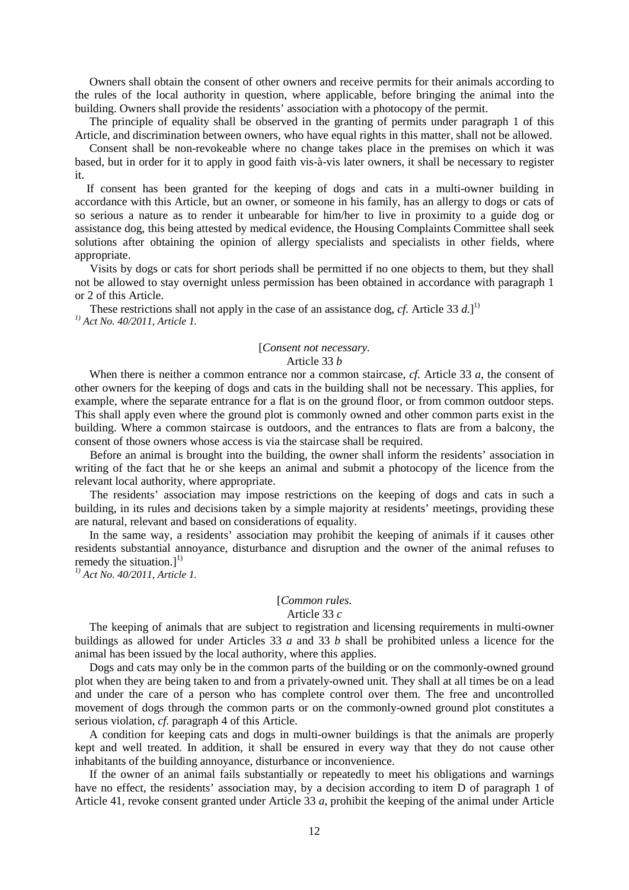Owners shall obtain the consent of other owners and receive permits for their animals according to the rules of the local authority in question, where applicable, before bringing the animal into the building. Owners shall provide the residents' association with a photocopy of the permit.

The principle of equality shall be observed in the granting of permits under paragraph 1 of this Article, and discrimination between owners, who have equal rights in this matter, shall not be allowed.

Consent shall be non-revokeable where no change takes place in the premises on which it was based, but in order for it to apply in good faith vis-à-vis later owners, it shall be necessary to register it.

If consent has been granted for the keeping of dogs and cats in a multi-owner building in accordance with this Article, but an owner, or someone in his family, has an allergy to dogs or cats of so serious a nature as to render it unbearable for him/her to live in proximity to a guide dog or assistance dog, this being attested by medical evidence, the Housing Complaints Committee shall seek solutions after obtaining the opinion of allergy specialists and specialists in other fields, where appropriate.

Visits by dogs or cats for short periods shall be permitted if no one objects to them, but they shall not be allowed to stay overnight unless permission has been obtained in accordance with paragraph 1 or 2 of this Article.

These restrictions shall not apply in the case of an assistance dog, *cf.* Article 33 *d*.][1)]

*[1)] Act No. 40/2011, Article 1.*

[*Consent not necessary.*
Article 33 *b*

When there is neither a common entrance nor a common staircase, *cf.* Article 33 *a*, the consent of other owners for the keeping of dogs and cats in the building shall not be necessary. This applies, for example, where the separate entrance for a flat is on the ground floor, or from common outdoor steps. This shall apply even where the ground plot is commonly owned and other common parts exist in the building. Where a common staircase is outdoors, and the entrances to flats are from a balcony, the consent of those owners whose access is via the staircase shall be required.

Before an animal is brought into the building, the owner shall inform the residents' association in writing of the fact that he or she keeps an animal and submit a photocopy of the licence from the relevant local authority, where appropriate.

The residents' association may impose restrictions on the keeping of dogs and cats in such a building, in its rules and decisions taken by a simple majority at residents' meetings, providing these are natural, relevant and based on considerations of equality.

In the same way, a residents' association may prohibit the keeping of animals if it causes other residents substantial annoyance, disturbance and disruption and the owner of the animal refuses to remedy the situation.][1)]

*[1)] Act No. 40/2011, Article 1.*

[*Common rules.*
Article 33 *c*

The keeping of animals that are subject to registration and licensing requirements in multi-owner buildings as allowed for under Articles 33 *a* and 33 *b* shall be prohibited unless a licence for the animal has been issued by the local authority, where this applies.

Dogs and cats may only be in the common parts of the building or on the commonly-owned ground plot when they are being taken to and from a privately-owned unit. They shall at all times be on a lead and under the care of a person who has complete control over them. The free and uncontrolled movement of dogs through the common parts or on the commonly-owned ground plot constitutes a serious violation, *cf.* paragraph 4 of this Article.

A condition for keeping cats and dogs in multi-owner buildings is that the animals are properly kept and well treated. In addition, it shall be ensured in every way that they do not cause other inhabitants of the building annoyance, disturbance or inconvenience.

If the owner of an animal fails substantially or repeatedly to meet his obligations and warnings have no effect, the residents' association may, by a decision according to item D of paragraph 1 of Article 41, revoke consent granted under Article 33 *a*, prohibit the keeping of the animal under Article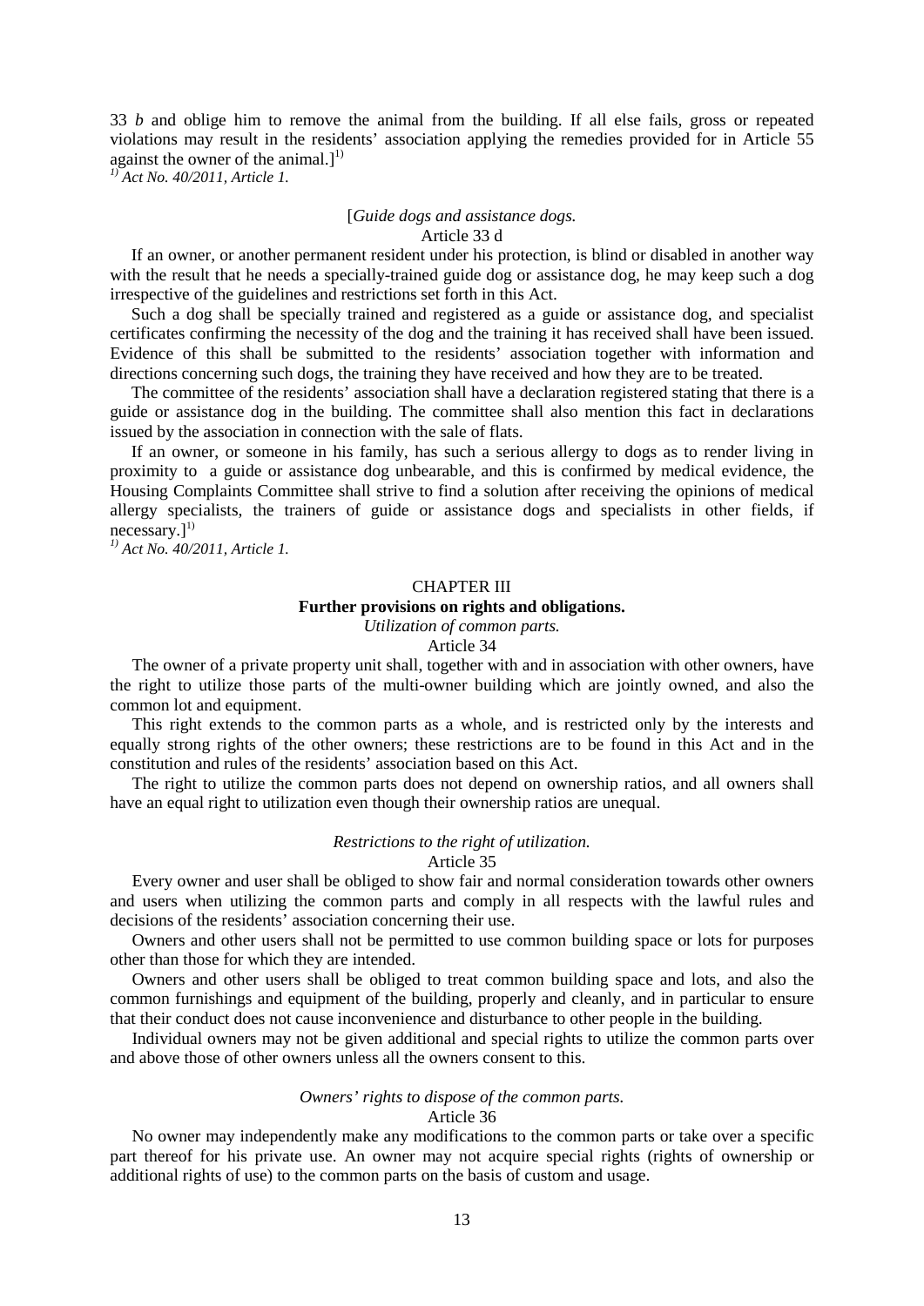33 *b* and oblige him to remove the animal from the building. If all else fails, gross or repeated violations may result in the residents' association applying the remedies provided for in Article 55 against the owner of the animal.][1)]

*[1)] Act No. 40/2011, Article 1.*

[*Guide dogs and assistance dogs.*
Article 33 d

If an owner, or another permanent resident under his protection, is blind or disabled in another way with the result that he needs a specially-trained guide dog or assistance dog, he may keep such a dog irrespective of the guidelines and restrictions set forth in this Act.

Such a dog shall be specially trained and registered as a guide or assistance dog, and specialist certificates confirming the necessity of the dog and the training it has received shall have been issued. Evidence of this shall be submitted to the residents' association together with information and directions concerning such dogs, the training they have received and how they are to be treated.

The committee of the residents' association shall have a declaration registered stating that there is a guide or assistance dog in the building. The committee shall also mention this fact in declarations issued by the association in connection with the sale of flats.

If an owner, or someone in his family, has such a serious allergy to dogs as to render living in proximity to a guide or assistance dog unbearable, and this is confirmed by medical evidence, the Housing Complaints Committee shall strive to find a solution after receiving the opinions of medical allergy specialists, the trainers of guide or assistance dogs and specialists in other fields, if necessary.][1)]

*[1)] Act No. 40/2011, Article 1.*

## CHAPTER III
## Further provisions on rights and obligations.

*Utilization of common parts.*
Article 34

The owner of a private property unit shall, together with and in association with other owners, have the right to utilize those parts of the multi-owner building which are jointly owned, and also the common lot and equipment.

This right extends to the common parts as a whole, and is restricted only by the interests and equally strong rights of the other owners; these restrictions are to be found in this Act and in the constitution and rules of the residents' association based on this Act.

The right to utilize the common parts does not depend on ownership ratios, and all owners shall have an equal right to utilization even though their ownership ratios are unequal.

*Restrictions to the right of utilization.*
Article 35

Every owner and user shall be obliged to show fair and normal consideration towards other owners and users when utilizing the common parts and comply in all respects with the lawful rules and decisions of the residents' association concerning their use.

Owners and other users shall not be permitted to use common building space or lots for purposes other than those for which they are intended.

Owners and other users shall be obliged to treat common building space and lots, and also the common furnishings and equipment of the building, properly and cleanly, and in particular to ensure that their conduct does not cause inconvenience and disturbance to other people in the building.

Individual owners may not be given additional and special rights to utilize the common parts over and above those of other owners unless all the owners consent to this.

*Owners' rights to dispose of the common parts.*
Article 36

No owner may independently make any modifications to the common parts or take over a specific part thereof for his private use. An owner may not acquire special rights (rights of ownership or additional rights of use) to the common parts on the basis of custom and usage.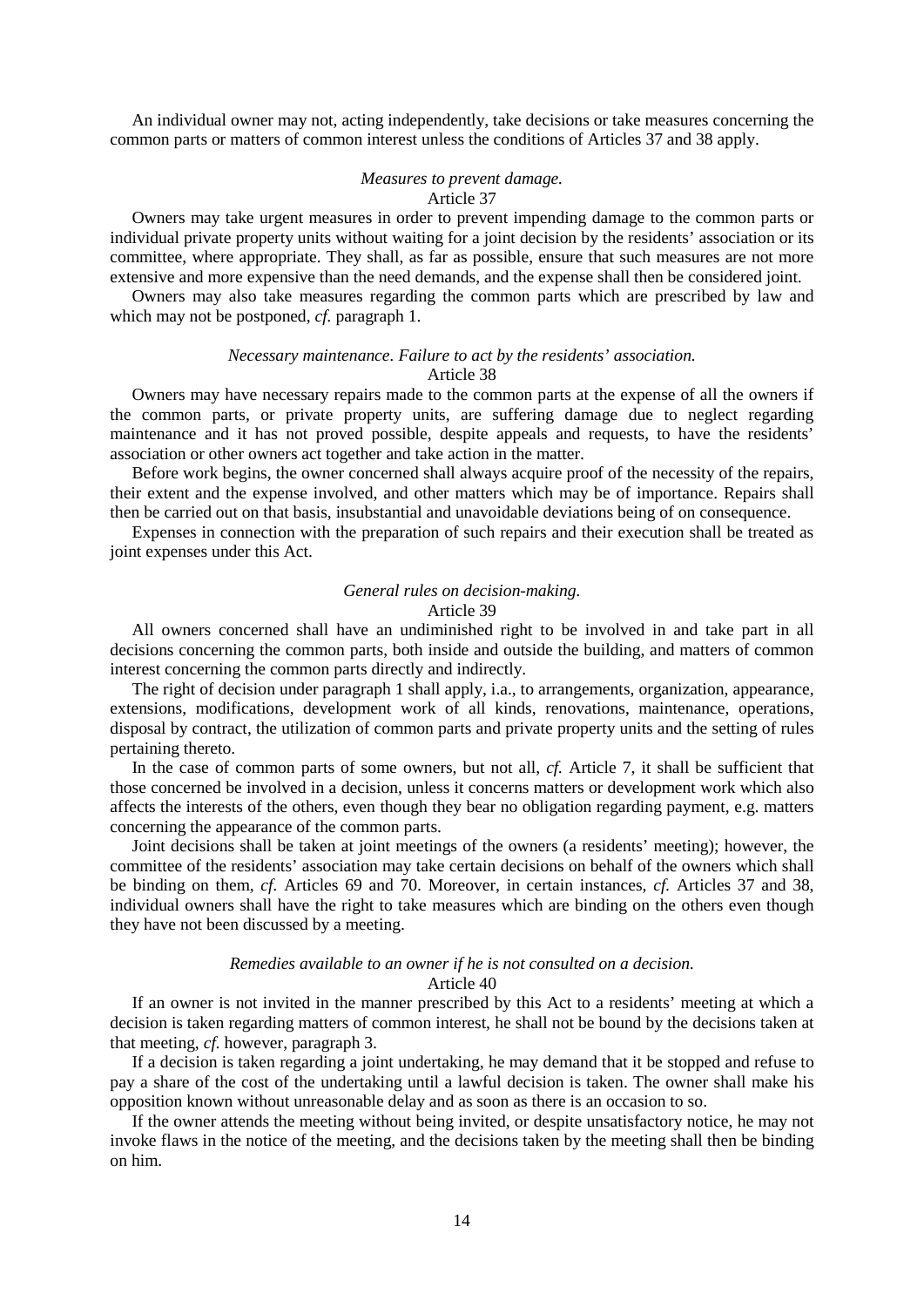An individual owner may not, acting independently, take decisions or take measures concerning the common parts or matters of common interest unless the conditions of Articles 37 and 38 apply.

*Measures to prevent damage.*

Article 37

Owners may take urgent measures in order to prevent impending damage to the common parts or individual private property units without waiting for a joint decision by the residents' association or its committee, where appropriate. They shall, as far as possible, ensure that such measures are not more extensive and more expensive than the need demands, and the expense shall then be considered joint.

Owners may also take measures regarding the common parts which are prescribed by law and which may not be postponed, *cf.* paragraph 1.

*Necessary maintenance. Failure to act by the residents' association.*

Article 38

Owners may have necessary repairs made to the common parts at the expense of all the owners if the common parts, or private property units, are suffering damage due to neglect regarding maintenance and it has not proved possible, despite appeals and requests, to have the residents' association or other owners act together and take action in the matter.

Before work begins, the owner concerned shall always acquire proof of the necessity of the repairs, their extent and the expense involved, and other matters which may be of importance. Repairs shall then be carried out on that basis, insubstantial and unavoidable deviations being of on consequence.

Expenses in connection with the preparation of such repairs and their execution shall be treated as joint expenses under this Act.

*General rules on decision-making.*

Article 39

All owners concerned shall have an undiminished right to be involved in and take part in all decisions concerning the common parts, both inside and outside the building, and matters of common interest concerning the common parts directly and indirectly.

The right of decision under paragraph 1 shall apply, i.a., to arrangements, organization, appearance, extensions, modifications, development work of all kinds, renovations, maintenance, operations, disposal by contract, the utilization of common parts and private property units and the setting of rules pertaining thereto.

In the case of common parts of some owners, but not all, *cf.* Article 7, it shall be sufficient that those concerned be involved in a decision, unless it concerns matters or development work which also affects the interests of the others, even though they bear no obligation regarding payment, e.g. matters concerning the appearance of the common parts.

Joint decisions shall be taken at joint meetings of the owners (a residents' meeting); however, the committee of the residents' association may take certain decisions on behalf of the owners which shall be binding on them, *cf.* Articles 69 and 70. Moreover, in certain instances, *cf.* Articles 37 and 38, individual owners shall have the right to take measures which are binding on the others even though they have not been discussed by a meeting.

*Remedies available to an owner if he is not consulted on a decision.*

Article 40

If an owner is not invited in the manner prescribed by this Act to a residents' meeting at which a decision is taken regarding matters of common interest, he shall not be bound by the decisions taken at that meeting, *cf.* however, paragraph 3.

If a decision is taken regarding a joint undertaking, he may demand that it be stopped and refuse to pay a share of the cost of the undertaking until a lawful decision is taken. The owner shall make his opposition known without unreasonable delay and as soon as there is an occasion to so.

If the owner attends the meeting without being invited, or despite unsatisfactory notice, he may not invoke flaws in the notice of the meeting, and the decisions taken by the meeting shall then be binding on him.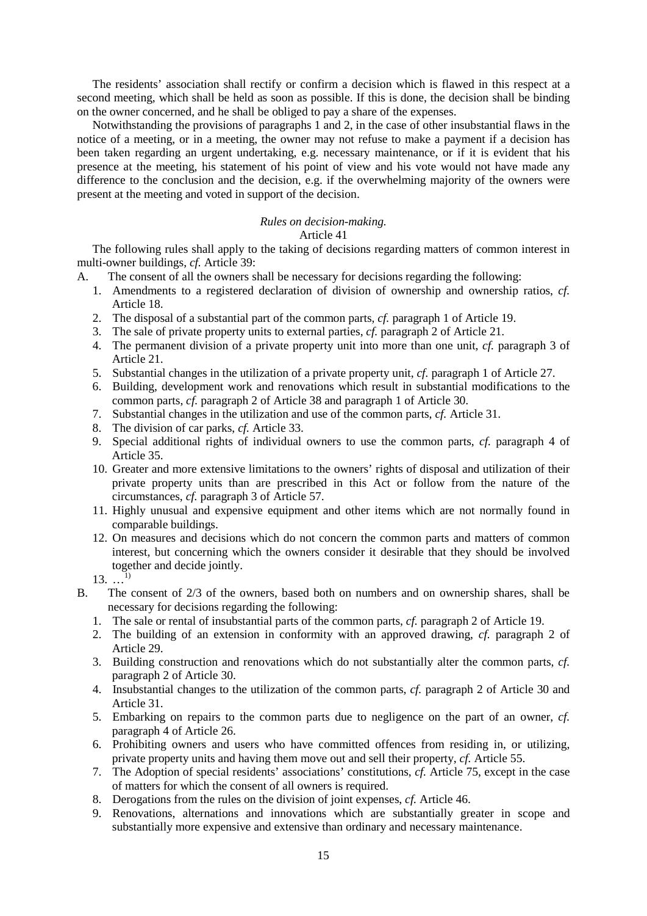The residents' association shall rectify or confirm a decision which is flawed in this respect at a second meeting, which shall be held as soon as possible. If this is done, the decision shall be binding on the owner concerned, and he shall be obliged to pay a share of the expenses.

Notwithstanding the provisions of paragraphs 1 and 2, in the case of other insubstantial flaws in the notice of a meeting, or in a meeting, the owner may not refuse to make a payment if a decision has been taken regarding an urgent undertaking, e.g. necessary maintenance, or if it is evident that his presence at the meeting, his statement of his point of view and his vote would not have made any difference to the conclusion and the decision, e.g. if the overwhelming majority of the owners were present at the meeting and voted in support of the decision.

*Rules on decision-making.*

Article 41

The following rules shall apply to the taking of decisions regarding matters of common interest in multi-owner buildings, *cf.* Article 39:

A. The consent of all the owners shall be necessary for decisions regarding the following:
   1. Amendments to a registered declaration of division of ownership and ownership ratios, *cf.* Article 18.
   2. The disposal of a substantial part of the common parts, *cf.* paragraph 1 of Article 19.
   3. The sale of private property units to external parties, *cf.* paragraph 2 of Article 21.
   4. The permanent division of a private property unit into more than one unit, *cf.* paragraph 3 of Article 21.
   5. Substantial changes in the utilization of a private property unit, *cf.* paragraph 1 of Article 27.
   6. Building, development work and renovations which result in substantial modifications to the common parts, *cf.* paragraph 2 of Article 38 and paragraph 1 of Article 30.
   7. Substantial changes in the utilization and use of the common parts, *cf.* Article 31.
   8. The division of car parks, *cf.* Article 33.
   9. Special additional rights of individual owners to use the common parts, *cf.* paragraph 4 of Article 35.
   10. Greater and more extensive limitations to the owners' rights of disposal and utilization of their private property units than are prescribed in this Act or follow from the nature of the circumstances, *cf.* paragraph 3 of Article 57.
   11. Highly unusual and expensive equipment and other items which are not normally found in comparable buildings.
   12. On measures and decisions which do not concern the common parts and matters of common interest, but concerning which the owners consider it desirable that they should be involved together and decide jointly.
   13. …[1)]

B. The consent of 2/3 of the owners, based both on numbers and on ownership shares, shall be necessary for decisions regarding the following:
   1. The sale or rental of insubstantial parts of the common parts, *cf.* paragraph 2 of Article 19.
   2. The building of an extension in conformity with an approved drawing, *cf.* paragraph 2 of Article 29.
   3. Building construction and renovations which do not substantially alter the common parts, *cf.* paragraph 2 of Article 30.
   4. Insubstantial changes to the utilization of the common parts, *cf.* paragraph 2 of Article 30 and Article 31.
   5. Embarking on repairs to the common parts due to negligence on the part of an owner, *cf.* paragraph 4 of Article 26.
   6. Prohibiting owners and users who have committed offences from residing in, or utilizing, private property units and having them move out and sell their property, *cf.* Article 55.
   7. The Adoption of special residents' associations' constitutions, *cf.* Article 75, except in the case of matters for which the consent of all owners is required.
   8. Derogations from the rules on the division of joint expenses, *cf.* Article 46.
   9. Renovations, alternations and innovations which are substantially greater in scope and substantially more expensive and extensive than ordinary and necessary maintenance.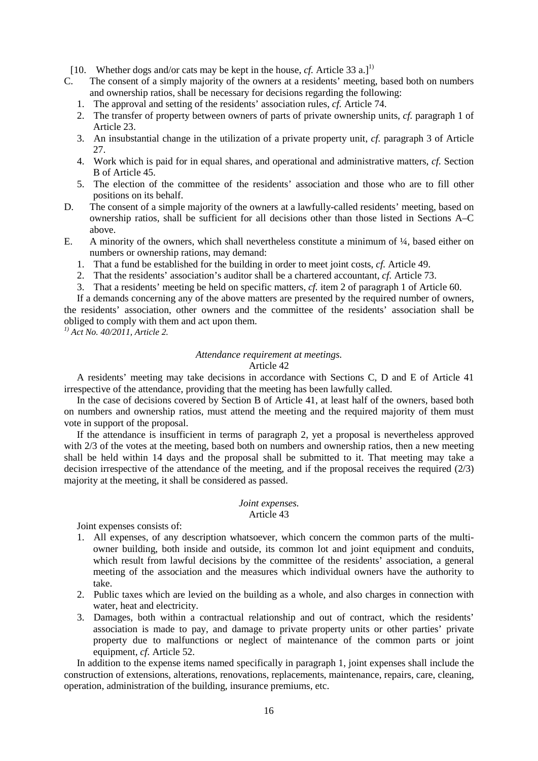[10. Whether dogs and/or cats may be kept in the house, *cf.* Article 33 a.][1)]

C. The consent of a simply majority of the owners at a residents' meeting, based both on numbers and ownership ratios, shall be necessary for decisions regarding the following:
   1. The approval and setting of the residents' association rules, *cf.* Article 74.
   2. The transfer of property between owners of parts of private ownership units, *cf.* paragraph 1 of Article 23.
   3. An insubstantial change in the utilization of a private property unit, *cf.* paragraph 3 of Article 27.
   4. Work which is paid for in equal shares, and operational and administrative matters, *cf.* Section B of Article 45.
   5. The election of the committee of the residents' association and those who are to fill other positions on its behalf.

D. The consent of a simple majority of the owners at a lawfully-called residents' meeting, based on ownership ratios, shall be sufficient for all decisions other than those listed in Sections A–C above.

E. A minority of the owners, which shall nevertheless constitute a minimum of ¼, based either on numbers or ownership rations, may demand:
   1. That a fund be established for the building in order to meet joint costs, *cf.* Article 49.
   2. That the residents' association's auditor shall be a chartered accountant, *cf.* Article 73.
   3. That a residents' meeting be held on specific matters, *cf.* item 2 of paragraph 1 of Article 60.

If a demands concerning any of the above matters are presented by the required number of owners, the residents' association, other owners and the committee of the residents' association shall be obliged to comply with them and act upon them.

*1) Act No. 40/2011, Article 2.*

*Attendance requirement at meetings.*
Article 42

A residents' meeting may take decisions in accordance with Sections C, D and E of Article 41 irrespective of the attendance, providing that the meeting has been lawfully called.

In the case of decisions covered by Section B of Article 41, at least half of the owners, based both on numbers and ownership ratios, must attend the meeting and the required majority of them must vote in support of the proposal.

If the attendance is insufficient in terms of paragraph 2, yet a proposal is nevertheless approved with 2/3 of the votes at the meeting, based both on numbers and ownership ratios, then a new meeting shall be held within 14 days and the proposal shall be submitted to it. That meeting may take a decision irrespective of the attendance of the meeting, and if the proposal receives the required (2/3) majority at the meeting, it shall be considered as passed.

*Joint expenses.*
Article 43

Joint expenses consists of:
1. All expenses, of any description whatsoever, which concern the common parts of the multi-owner building, both inside and outside, its common lot and joint equipment and conduits, which result from lawful decisions by the committee of the residents' association, a general meeting of the association and the measures which individual owners have the authority to take.
2. Public taxes which are levied on the building as a whole, and also charges in connection with water, heat and electricity.
3. Damages, both within a contractual relationship and out of contract, which the residents' association is made to pay, and damage to private property units or other parties' private property due to malfunctions or neglect of maintenance of the common parts or joint equipment, *cf.* Article 52.

In addition to the expense items named specifically in paragraph 1, joint expenses shall include the construction of extensions, alterations, renovations, replacements, maintenance, repairs, care, cleaning, operation, administration of the building, insurance premiums, etc.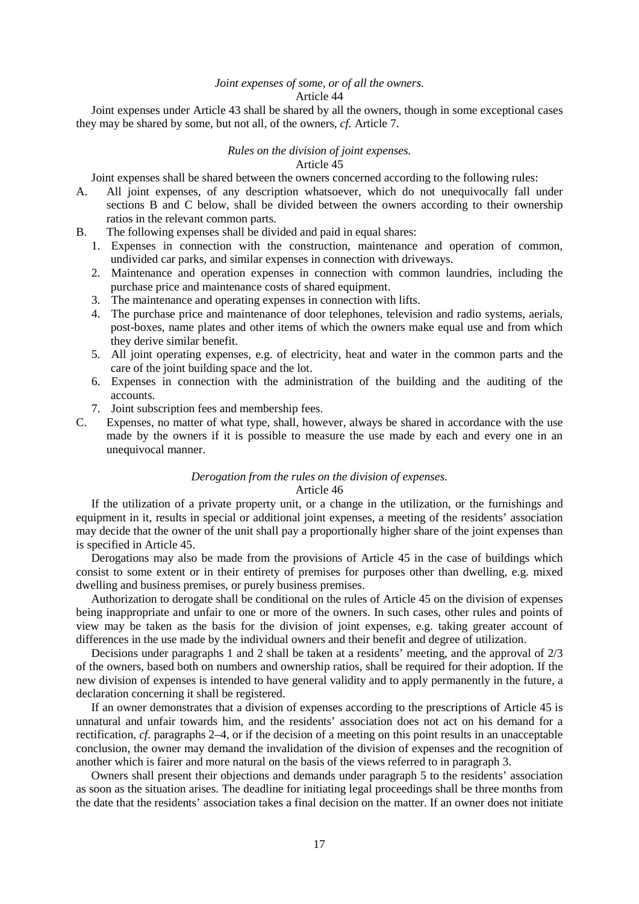*Joint expenses of some, or of all the owners.*

Article 44

Joint expenses under Article 43 shall be shared by all the owners, though in some exceptional cases they may be shared by some, but not all, of the owners, *cf.* Article 7.

*Rules on the division of joint expenses.*

Article 45

Joint expenses shall be shared between the owners concerned according to the following rules:

A. All joint expenses, of any description whatsoever, which do not unequivocally fall under sections B and C below, shall be divided between the owners according to their ownership ratios in the relevant common parts.

B. The following expenses shall be divided and paid in equal shares:
   1. Expenses in connection with the construction, maintenance and operation of common, undivided car parks, and similar expenses in connection with driveways.
   2. Maintenance and operation expenses in connection with common laundries, including the purchase price and maintenance costs of shared equipment.
   3. The maintenance and operating expenses in connection with lifts.
   4. The purchase price and maintenance of door telephones, television and radio systems, aerials, post-boxes, name plates and other items of which the owners make equal use and from which they derive similar benefit.
   5. All joint operating expenses, e.g. of electricity, heat and water in the common parts and the care of the joint building space and the lot.
   6. Expenses in connection with the administration of the building and the auditing of the accounts.
   7. Joint subscription fees and membership fees.

C. Expenses, no matter of what type, shall, however, always be shared in accordance with the use made by the owners if it is possible to measure the use made by each and every one in an unequivocal manner.

*Derogation from the rules on the division of expenses.*

Article 46

If the utilization of a private property unit, or a change in the utilization, or the furnishings and equipment in it, results in special or additional joint expenses, a meeting of the residents' association may decide that the owner of the unit shall pay a proportionally higher share of the joint expenses than is specified in Article 45.

Derogations may also be made from the provisions of Article 45 in the case of buildings which consist to some extent or in their entirety of premises for purposes other than dwelling, e.g. mixed dwelling and business premises, or purely business premises.

Authorization to derogate shall be conditional on the rules of Article 45 on the division of expenses being inappropriate and unfair to one or more of the owners. In such cases, other rules and points of view may be taken as the basis for the division of joint expenses, e.g. taking greater account of differences in the use made by the individual owners and their benefit and degree of utilization.

Decisions under paragraphs 1 and 2 shall be taken at a residents' meeting, and the approval of 2/3 of the owners, based both on numbers and ownership ratios, shall be required for their adoption. If the new division of expenses is intended to have general validity and to apply permanently in the future, a declaration concerning it shall be registered.

If an owner demonstrates that a division of expenses according to the prescriptions of Article 45 is unnatural and unfair towards him, and the residents' association does not act on his demand for a rectification, *cf.* paragraphs 2–4, or if the decision of a meeting on this point results in an unacceptable conclusion, the owner may demand the invalidation of the division of expenses and the recognition of another which is fairer and more natural on the basis of the views referred to in paragraph 3.

Owners shall present their objections and demands under paragraph 5 to the residents' association as soon as the situation arises. The deadline for initiating legal proceedings shall be three months from the date that the residents' association takes a final decision on the matter. If an owner does not initiate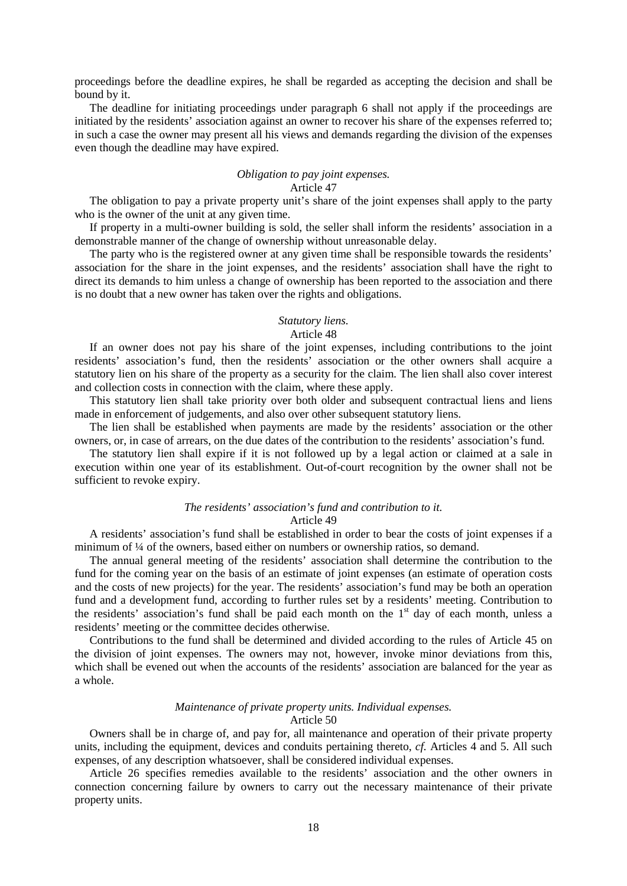proceedings before the deadline expires, he shall be regarded as accepting the decision and shall be bound by it.

The deadline for initiating proceedings under paragraph 6 shall not apply if the proceedings are initiated by the residents' association against an owner to recover his share of the expenses referred to; in such a case the owner may present all his views and demands regarding the division of the expenses even though the deadline may have expired.

*Obligation to pay joint expenses.*

Article 47

The obligation to pay a private property unit's share of the joint expenses shall apply to the party who is the owner of the unit at any given time.

If property in a multi-owner building is sold, the seller shall inform the residents' association in a demonstrable manner of the change of ownership without unreasonable delay.

The party who is the registered owner at any given time shall be responsible towards the residents' association for the share in the joint expenses, and the residents' association shall have the right to direct its demands to him unless a change of ownership has been reported to the association and there is no doubt that a new owner has taken over the rights and obligations.

*Statutory liens.*

Article 48

If an owner does not pay his share of the joint expenses, including contributions to the joint residents' association's fund, then the residents' association or the other owners shall acquire a statutory lien on his share of the property as a security for the claim. The lien shall also cover interest and collection costs in connection with the claim, where these apply.

This statutory lien shall take priority over both older and subsequent contractual liens and liens made in enforcement of judgements, and also over other subsequent statutory liens.

The lien shall be established when payments are made by the residents' association or the other owners, or, in case of arrears, on the due dates of the contribution to the residents' association's fund.

The statutory lien shall expire if it is not followed up by a legal action or claimed at a sale in execution within one year of its establishment. Out-of-court recognition by the owner shall not be sufficient to revoke expiry.

*The residents' association's fund and contribution to it.*

Article 49

A residents' association's fund shall be established in order to bear the costs of joint expenses if a minimum of ¼ of the owners, based either on numbers or ownership ratios, so demand.

The annual general meeting of the residents' association shall determine the contribution to the fund for the coming year on the basis of an estimate of joint expenses (an estimate of operation costs and the costs of new projects) for the year. The residents' association's fund may be both an operation fund and a development fund, according to further rules set by a residents' meeting. Contribution to the residents' association's fund shall be paid each month on the 1st day of each month, unless a residents' meeting or the committee decides otherwise.

Contributions to the fund shall be determined and divided according to the rules of Article 45 on the division of joint expenses. The owners may not, however, invoke minor deviations from this, which shall be evened out when the accounts of the residents' association are balanced for the year as a whole.

*Maintenance of private property units. Individual expenses.*

Article 50

Owners shall be in charge of, and pay for, all maintenance and operation of their private property units, including the equipment, devices and conduits pertaining thereto, *cf.* Articles 4 and 5. All such expenses, of any description whatsoever, shall be considered individual expenses.

Article 26 specifies remedies available to the residents' association and the other owners in connection concerning failure by owners to carry out the necessary maintenance of their private property units.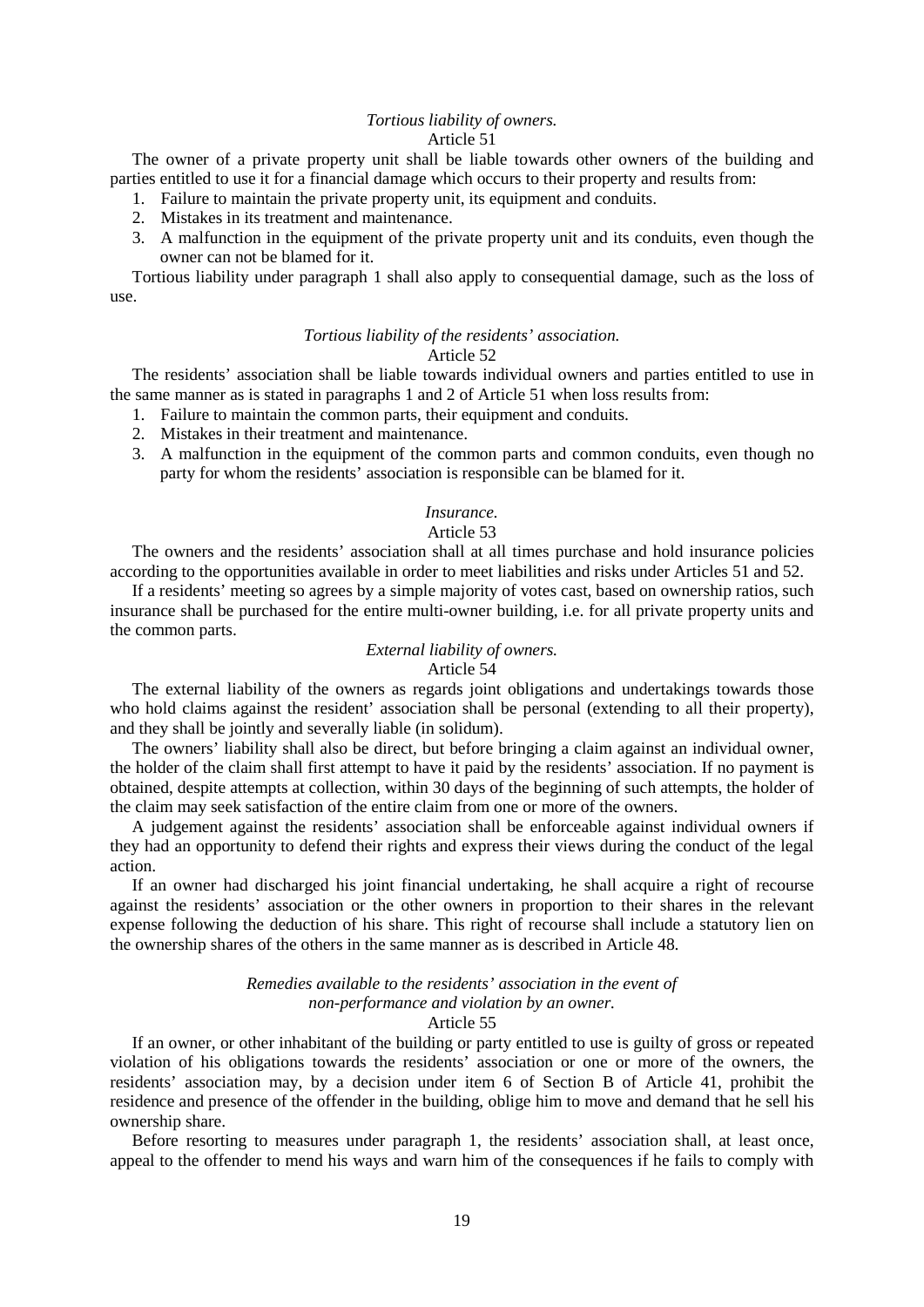*Tortious liability of owners.*
Article 51

The owner of a private property unit shall be liable towards other owners of the building and parties entitled to use it for a financial damage which occurs to their property and results from:

1. Failure to maintain the private property unit, its equipment and conduits.
2. Mistakes in its treatment and maintenance.
3. A malfunction in the equipment of the private property unit and its conduits, even though the owner can not be blamed for it.

Tortious liability under paragraph 1 shall also apply to consequential damage, such as the loss of use.

*Tortious liability of the residents' association.*
Article 52

The residents' association shall be liable towards individual owners and parties entitled to use in the same manner as is stated in paragraphs 1 and 2 of Article 51 when loss results from:

1. Failure to maintain the common parts, their equipment and conduits.
2. Mistakes in their treatment and maintenance.
3. A malfunction in the equipment of the common parts and common conduits, even though no party for whom the residents' association is responsible can be blamed for it.

*Insurance.*
Article 53

The owners and the residents' association shall at all times purchase and hold insurance policies according to the opportunities available in order to meet liabilities and risks under Articles 51 and 52.

If a residents' meeting so agrees by a simple majority of votes cast, based on ownership ratios, such insurance shall be purchased for the entire multi-owner building, i.e. for all private property units and the common parts.

*External liability of owners.*
Article 54

The external liability of the owners as regards joint obligations and undertakings towards those who hold claims against the resident' association shall be personal (extending to all their property), and they shall be jointly and severally liable (in solidum).

The owners' liability shall also be direct, but before bringing a claim against an individual owner, the holder of the claim shall first attempt to have it paid by the residents' association. If no payment is obtained, despite attempts at collection, within 30 days of the beginning of such attempts, the holder of the claim may seek satisfaction of the entire claim from one or more of the owners.

A judgement against the residents' association shall be enforceable against individual owners if they had an opportunity to defend their rights and express their views during the conduct of the legal action.

If an owner had discharged his joint financial undertaking, he shall acquire a right of recourse against the residents' association or the other owners in proportion to their shares in the relevant expense following the deduction of his share. This right of recourse shall include a statutory lien on the ownership shares of the others in the same manner as is described in Article 48.

*Remedies available to the residents' association in the event of non-performance and violation by an owner.*
Article 55

If an owner, or other inhabitant of the building or party entitled to use is guilty of gross or repeated violation of his obligations towards the residents' association or one or more of the owners, the residents' association may, by a decision under item 6 of Section B of Article 41, prohibit the residence and presence of the offender in the building, oblige him to move and demand that he sell his ownership share.

Before resorting to measures under paragraph 1, the residents' association shall, at least once, appeal to the offender to mend his ways and warn him of the consequences if he fails to comply with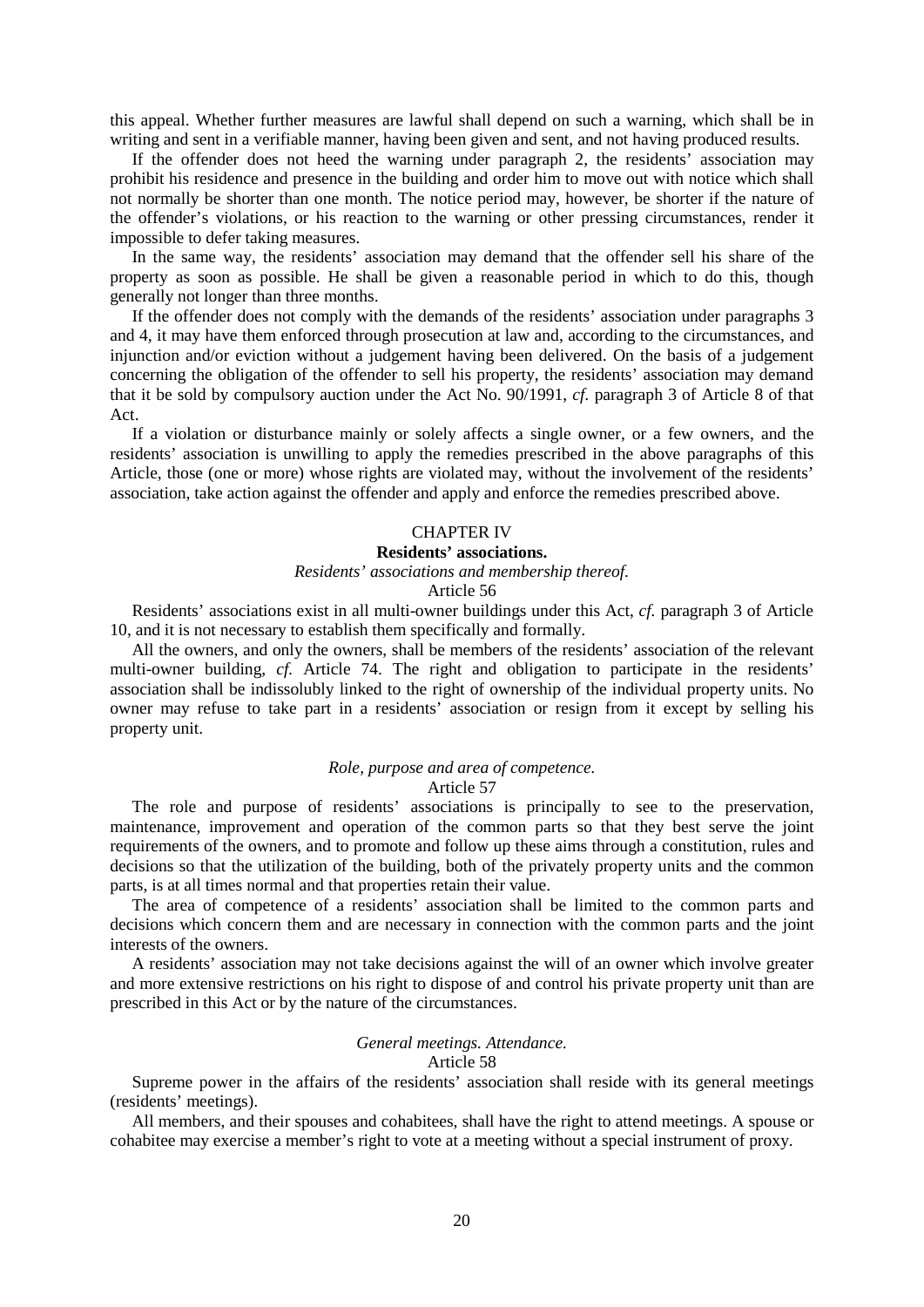this appeal. Whether further measures are lawful shall depend on such a warning, which shall be in writing and sent in a verifiable manner, having been given and sent, and not having produced results.

If the offender does not heed the warning under paragraph 2, the residents' association may prohibit his residence and presence in the building and order him to move out with notice which shall not normally be shorter than one month. The notice period may, however, be shorter if the nature of the offender's violations, or his reaction to the warning or other pressing circumstances, render it impossible to defer taking measures.

In the same way, the residents' association may demand that the offender sell his share of the property as soon as possible. He shall be given a reasonable period in which to do this, though generally not longer than three months.

If the offender does not comply with the demands of the residents' association under paragraphs 3 and 4, it may have them enforced through prosecution at law and, according to the circumstances, and injunction and/or eviction without a judgement having been delivered. On the basis of a judgement concerning the obligation of the offender to sell his property, the residents' association may demand that it be sold by compulsory auction under the Act No. 90/1991, *cf.* paragraph 3 of Article 8 of that Act.

If a violation or disturbance mainly or solely affects a single owner, or a few owners, and the residents' association is unwilling to apply the remedies prescribed in the above paragraphs of this Article, those (one or more) whose rights are violated may, without the involvement of the residents' association, take action against the offender and apply and enforce the remedies prescribed above.

## CHAPTER IV
### Residents' associations.

*Residents' associations and membership thereof.*

Article 56

Residents' associations exist in all multi-owner buildings under this Act, *cf.* paragraph 3 of Article 10, and it is not necessary to establish them specifically and formally.

All the owners, and only the owners, shall be members of the residents' association of the relevant multi-owner building, *cf.* Article 74. The right and obligation to participate in the residents' association shall be indissolubly linked to the right of ownership of the individual property units. No owner may refuse to take part in a residents' association or resign from it except by selling his property unit.

*Role, purpose and area of competence.*

Article 57

The role and purpose of residents' associations is principally to see to the preservation, maintenance, improvement and operation of the common parts so that they best serve the joint requirements of the owners, and to promote and follow up these aims through a constitution, rules and decisions so that the utilization of the building, both of the privately property units and the common parts, is at all times normal and that properties retain their value.

The area of competence of a residents' association shall be limited to the common parts and decisions which concern them and are necessary in connection with the common parts and the joint interests of the owners.

A residents' association may not take decisions against the will of an owner which involve greater and more extensive restrictions on his right to dispose of and control his private property unit than are prescribed in this Act or by the nature of the circumstances.

*General meetings. Attendance.*

Article 58

Supreme power in the affairs of the residents' association shall reside with its general meetings (residents' meetings).

All members, and their spouses and cohabitees, shall have the right to attend meetings. A spouse or cohabitee may exercise a member's right to vote at a meeting without a special instrument of proxy.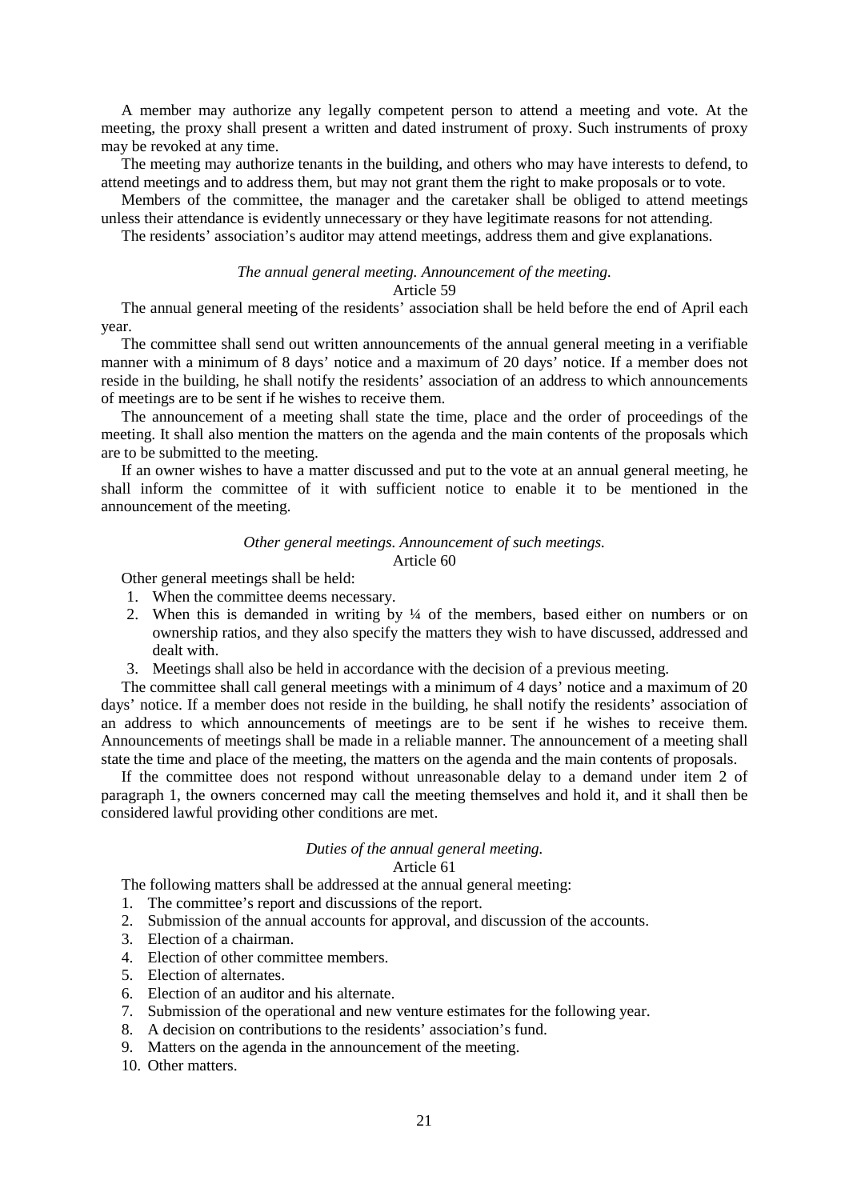A member may authorize any legally competent person to attend a meeting and vote. At the meeting, the proxy shall present a written and dated instrument of proxy. Such instruments of proxy may be revoked at any time.

The meeting may authorize tenants in the building, and others who may have interests to defend, to attend meetings and to address them, but may not grant them the right to make proposals or to vote.

Members of the committee, the manager and the caretaker shall be obliged to attend meetings unless their attendance is evidently unnecessary or they have legitimate reasons for not attending.

The residents' association's auditor may attend meetings, address them and give explanations.

*The annual general meeting. Announcement of the meeting.*

Article 59

The annual general meeting of the residents' association shall be held before the end of April each year.

The committee shall send out written announcements of the annual general meeting in a verifiable manner with a minimum of 8 days' notice and a maximum of 20 days' notice. If a member does not reside in the building, he shall notify the residents' association of an address to which announcements of meetings are to be sent if he wishes to receive them.

The announcement of a meeting shall state the time, place and the order of proceedings of the meeting. It shall also mention the matters on the agenda and the main contents of the proposals which are to be submitted to the meeting.

If an owner wishes to have a matter discussed and put to the vote at an annual general meeting, he shall inform the committee of it with sufficient notice to enable it to be mentioned in the announcement of the meeting.

*Other general meetings. Announcement of such meetings.*

Article 60

Other general meetings shall be held:

1. When the committee deems necessary.
2. When this is demanded in writing by ¼ of the members, based either on numbers or on ownership ratios, and they also specify the matters they wish to have discussed, addressed and dealt with.
3. Meetings shall also be held in accordance with the decision of a previous meeting.

The committee shall call general meetings with a minimum of 4 days' notice and a maximum of 20 days' notice. If a member does not reside in the building, he shall notify the residents' association of an address to which announcements of meetings are to be sent if he wishes to receive them. Announcements of meetings shall be made in a reliable manner. The announcement of a meeting shall state the time and place of the meeting, the matters on the agenda and the main contents of proposals.

If the committee does not respond without unreasonable delay to a demand under item 2 of paragraph 1, the owners concerned may call the meeting themselves and hold it, and it shall then be considered lawful providing other conditions are met.

*Duties of the annual general meeting.*

Article 61

The following matters shall be addressed at the annual general meeting:

1. The committee's report and discussions of the report.
2. Submission of the annual accounts for approval, and discussion of the accounts.
3. Election of a chairman.
4. Election of other committee members.
5. Election of alternates.
6. Election of an auditor and his alternate.
7. Submission of the operational and new venture estimates for the following year.
8. A decision on contributions to the residents' association's fund.
9. Matters on the agenda in the announcement of the meeting.
10. Other matters.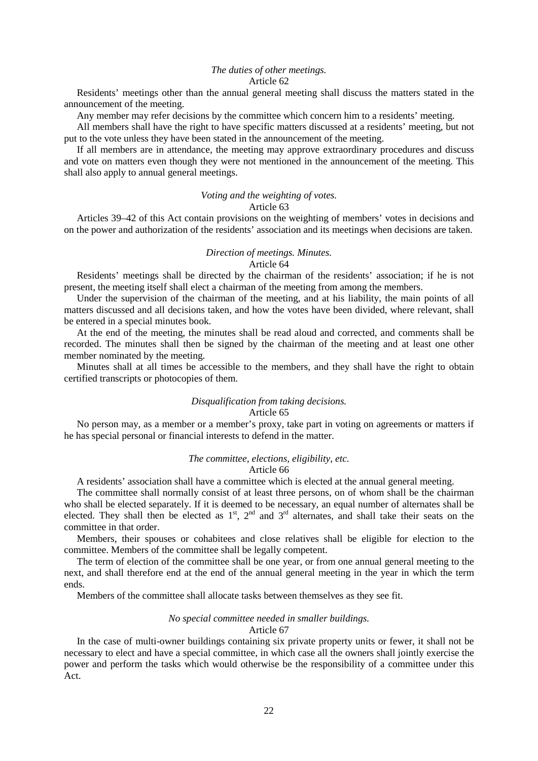*The duties of other meetings.*

Article 62

Residents' meetings other than the annual general meeting shall discuss the matters stated in the announcement of the meeting.

Any member may refer decisions by the committee which concern him to a residents' meeting.

All members shall have the right to have specific matters discussed at a residents' meeting, but not put to the vote unless they have been stated in the announcement of the meeting.

If all members are in attendance, the meeting may approve extraordinary procedures and discuss and vote on matters even though they were not mentioned in the announcement of the meeting. This shall also apply to annual general meetings.

*Voting and the weighting of votes.*

Article 63

Articles 39–42 of this Act contain provisions on the weighting of members' votes in decisions and on the power and authorization of the residents' association and its meetings when decisions are taken.

*Direction of meetings. Minutes.*

Article 64

Residents' meetings shall be directed by the chairman of the residents' association; if he is not present, the meeting itself shall elect a chairman of the meeting from among the members.

Under the supervision of the chairman of the meeting, and at his liability, the main points of all matters discussed and all decisions taken, and how the votes have been divided, where relevant, shall be entered in a special minutes book.

At the end of the meeting, the minutes shall be read aloud and corrected, and comments shall be recorded. The minutes shall then be signed by the chairman of the meeting and at least one other member nominated by the meeting.

Minutes shall at all times be accessible to the members, and they shall have the right to obtain certified transcripts or photocopies of them.

*Disqualification from taking decisions.*

Article 65

No person may, as a member or a member's proxy, take part in voting on agreements or matters if he has special personal or financial interests to defend in the matter.

*The committee, elections, eligibility, etc.*

Article 66

A residents' association shall have a committee which is elected at the annual general meeting.

The committee shall normally consist of at least three persons, on of whom shall be the chairman who shall be elected separately. If it is deemed to be necessary, an equal number of alternates shall be elected. They shall then be elected as 1st, 2nd and 3rd alternates, and shall take their seats on the committee in that order.

Members, their spouses or cohabitees and close relatives shall be eligible for election to the committee. Members of the committee shall be legally competent.

The term of election of the committee shall be one year, or from one annual general meeting to the next, and shall therefore end at the end of the annual general meeting in the year in which the term ends.

Members of the committee shall allocate tasks between themselves as they see fit.

*No special committee needed in smaller buildings.*

Article 67

In the case of multi-owner buildings containing six private property units or fewer, it shall not be necessary to elect and have a special committee, in which case all the owners shall jointly exercise the power and perform the tasks which would otherwise be the responsibility of a committee under this Act.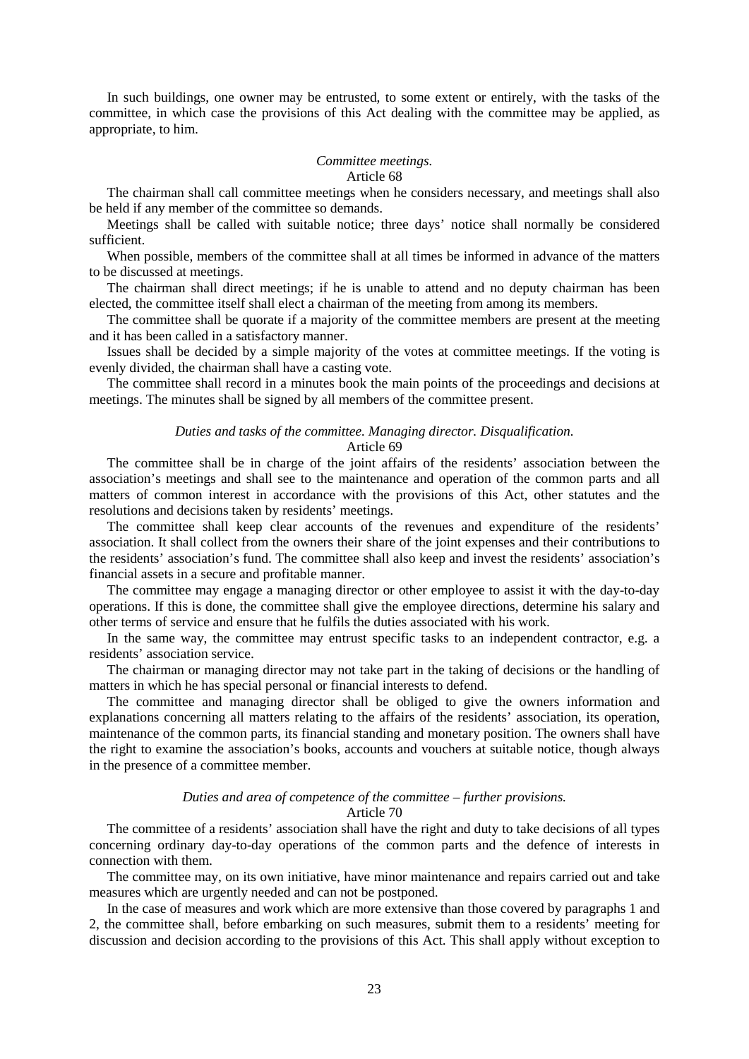In such buildings, one owner may be entrusted, to some extent or entirely, with the tasks of the committee, in which case the provisions of this Act dealing with the committee may be applied, as appropriate, to him.

*Committee meetings.*
Article 68

The chairman shall call committee meetings when he considers necessary, and meetings shall also be held if any member of the committee so demands.

Meetings shall be called with suitable notice; three days' notice shall normally be considered sufficient.

When possible, members of the committee shall at all times be informed in advance of the matters to be discussed at meetings.

The chairman shall direct meetings; if he is unable to attend and no deputy chairman has been elected, the committee itself shall elect a chairman of the meeting from among its members.

The committee shall be quorate if a majority of the committee members are present at the meeting and it has been called in a satisfactory manner.

Issues shall be decided by a simple majority of the votes at committee meetings. If the voting is evenly divided, the chairman shall have a casting vote.

The committee shall record in a minutes book the main points of the proceedings and decisions at meetings. The minutes shall be signed by all members of the committee present.

*Duties and tasks of the committee. Managing director. Disqualification.*
Article 69

The committee shall be in charge of the joint affairs of the residents' association between the association's meetings and shall see to the maintenance and operation of the common parts and all matters of common interest in accordance with the provisions of this Act, other statutes and the resolutions and decisions taken by residents' meetings.

The committee shall keep clear accounts of the revenues and expenditure of the residents' association. It shall collect from the owners their share of the joint expenses and their contributions to the residents' association's fund. The committee shall also keep and invest the residents' association's financial assets in a secure and profitable manner.

The committee may engage a managing director or other employee to assist it with the day-to-day operations. If this is done, the committee shall give the employee directions, determine his salary and other terms of service and ensure that he fulfils the duties associated with his work.

In the same way, the committee may entrust specific tasks to an independent contractor, e.g. a residents' association service.

The chairman or managing director may not take part in the taking of decisions or the handling of matters in which he has special personal or financial interests to defend.

The committee and managing director shall be obliged to give the owners information and explanations concerning all matters relating to the affairs of the residents' association, its operation, maintenance of the common parts, its financial standing and monetary position. The owners shall have the right to examine the association's books, accounts and vouchers at suitable notice, though always in the presence of a committee member.

*Duties and area of competence of the committee – further provisions.*
Article 70

The committee of a residents' association shall have the right and duty to take decisions of all types concerning ordinary day-to-day operations of the common parts and the defence of interests in connection with them.

The committee may, on its own initiative, have minor maintenance and repairs carried out and take measures which are urgently needed and can not be postponed.

In the case of measures and work which are more extensive than those covered by paragraphs 1 and 2, the committee shall, before embarking on such measures, submit them to a residents' meeting for discussion and decision according to the provisions of this Act. This shall apply without exception to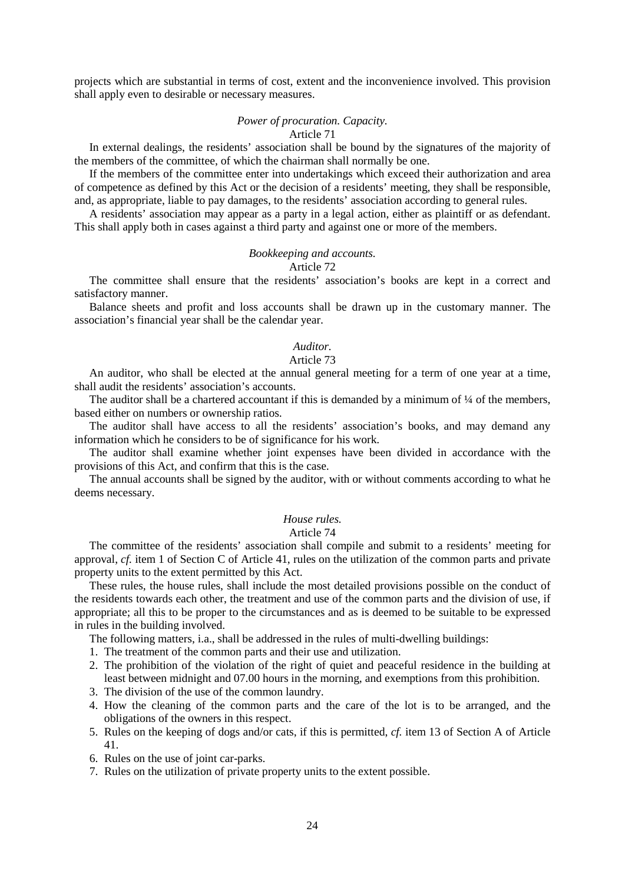projects which are substantial in terms of cost, extent and the inconvenience involved. This provision shall apply even to desirable or necessary measures.

*Power of procuration. Capacity.*

Article 71

In external dealings, the residents' association shall be bound by the signatures of the majority of the members of the committee, of which the chairman shall normally be one.

If the members of the committee enter into undertakings which exceed their authorization and area of competence as defined by this Act or the decision of a residents' meeting, they shall be responsible, and, as appropriate, liable to pay damages, to the residents' association according to general rules.

A residents' association may appear as a party in a legal action, either as plaintiff or as defendant. This shall apply both in cases against a third party and against one or more of the members.

*Bookkeeping and accounts.*

Article 72

The committee shall ensure that the residents' association's books are kept in a correct and satisfactory manner.

Balance sheets and profit and loss accounts shall be drawn up in the customary manner. The association's financial year shall be the calendar year.

*Auditor.*

Article 73

An auditor, who shall be elected at the annual general meeting for a term of one year at a time, shall audit the residents' association's accounts.

The auditor shall be a chartered accountant if this is demanded by a minimum of ¼ of the members, based either on numbers or ownership ratios.

The auditor shall have access to all the residents' association's books, and may demand any information which he considers to be of significance for his work.

The auditor shall examine whether joint expenses have been divided in accordance with the provisions of this Act, and confirm that this is the case.

The annual accounts shall be signed by the auditor, with or without comments according to what he deems necessary.

*House rules.*

Article 74

The committee of the residents' association shall compile and submit to a residents' meeting for approval, *cf.* item 1 of Section C of Article 41, rules on the utilization of the common parts and private property units to the extent permitted by this Act.

These rules, the house rules, shall include the most detailed provisions possible on the conduct of the residents towards each other, the treatment and use of the common parts and the division of use, if appropriate; all this to be proper to the circumstances and as is deemed to be suitable to be expressed in rules in the building involved.

The following matters, i.a., shall be addressed in the rules of multi-dwelling buildings:

1. The treatment of the common parts and their use and utilization.
2. The prohibition of the violation of the right of quiet and peaceful residence in the building at least between midnight and 07.00 hours in the morning, and exemptions from this prohibition.
3. The division of the use of the common laundry.
4. How the cleaning of the common parts and the care of the lot is to be arranged, and the obligations of the owners in this respect.
5. Rules on the keeping of dogs and/or cats, if this is permitted, *cf.* item 13 of Section A of Article 41.
6. Rules on the use of joint car-parks.
7. Rules on the utilization of private property units to the extent possible.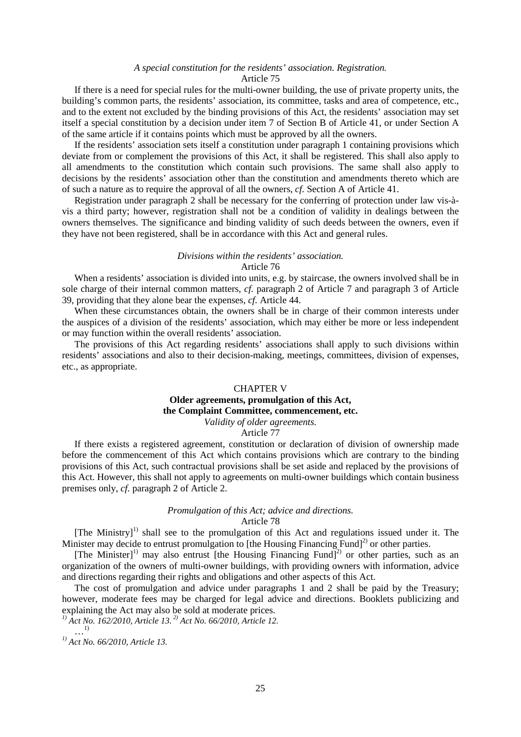*A special constitution for the residents' association. Registration.*

Article 75

If there is a need for special rules for the multi-owner building, the use of private property units, the building's common parts, the residents' association, its committee, tasks and area of competence, etc., and to the extent not excluded by the binding provisions of this Act, the residents' association may set itself a special constitution by a decision under item 7 of Section B of Article 41, or under Section A of the same article if it contains points which must be approved by all the owners.

If the residents' association sets itself a constitution under paragraph 1 containing provisions which deviate from or complement the provisions of this Act, it shall be registered. This shall also apply to all amendments to the constitution which contain such provisions. The same shall also apply to decisions by the residents' association other than the constitution and amendments thereto which are of such a nature as to require the approval of all the owners, *cf.* Section A of Article 41.

Registration under paragraph 2 shall be necessary for the conferring of protection under law vis-à-vis a third party; however, registration shall not be a condition of validity in dealings between the owners themselves. The significance and binding validity of such deeds between the owners, even if they have not been registered, shall be in accordance with this Act and general rules.

*Divisions within the residents' association.*

Article 76

When a residents' association is divided into units, e.g. by staircase, the owners involved shall be in sole charge of their internal common matters, *cf.* paragraph 2 of Article 7 and paragraph 3 of Article 39, providing that they alone bear the expenses, *cf.* Article 44.

When these circumstances obtain, the owners shall be in charge of their common interests under the auspices of a division of the residents' association, which may either be more or less independent or may function within the overall residents' association.

The provisions of this Act regarding residents' associations shall apply to such divisions within residents' associations and also to their decision-making, meetings, committees, division of expenses, etc., as appropriate.

## CHAPTER V
## Older agreements, promulgation of this Act, the Complaint Committee, commencement, etc.

*Validity of older agreements.*

Article 77

If there exists a registered agreement, constitution or declaration of division of ownership made before the commencement of this Act which contains provisions which are contrary to the binding provisions of this Act, such contractual provisions shall be set aside and replaced by the provisions of this Act. However, this shall not apply to agreements on multi-owner buildings which contain business premises only, *cf.* paragraph 2 of Article 2.

*Promulgation of this Act; advice and directions.*

Article 78

[The Ministry][1)] shall see to the promulgation of this Act and regulations issued under it. The Minister may decide to entrust promulgation to [the Housing Financing Fund][2)] or other parties.

[The Minister][1)] may also entrust [the Housing Financing Fund][2)] or other parties, such as an organization of the owners of multi-owner buildings, with providing owners with information, advice and directions regarding their rights and obligations and other aspects of this Act.

The cost of promulgation and advice under paragraphs 1 and 2 shall be paid by the Treasury; however, moderate fees may be charged for legal advice and directions. Booklets publicizing and explaining the Act may also be sold at moderate prices.

*[1)] Act No. 162/2010, Article 13. [2)] Act No. 66/2010, Article 12.*

…[1)]

*[1)] Act No. 66/2010, Article 13.*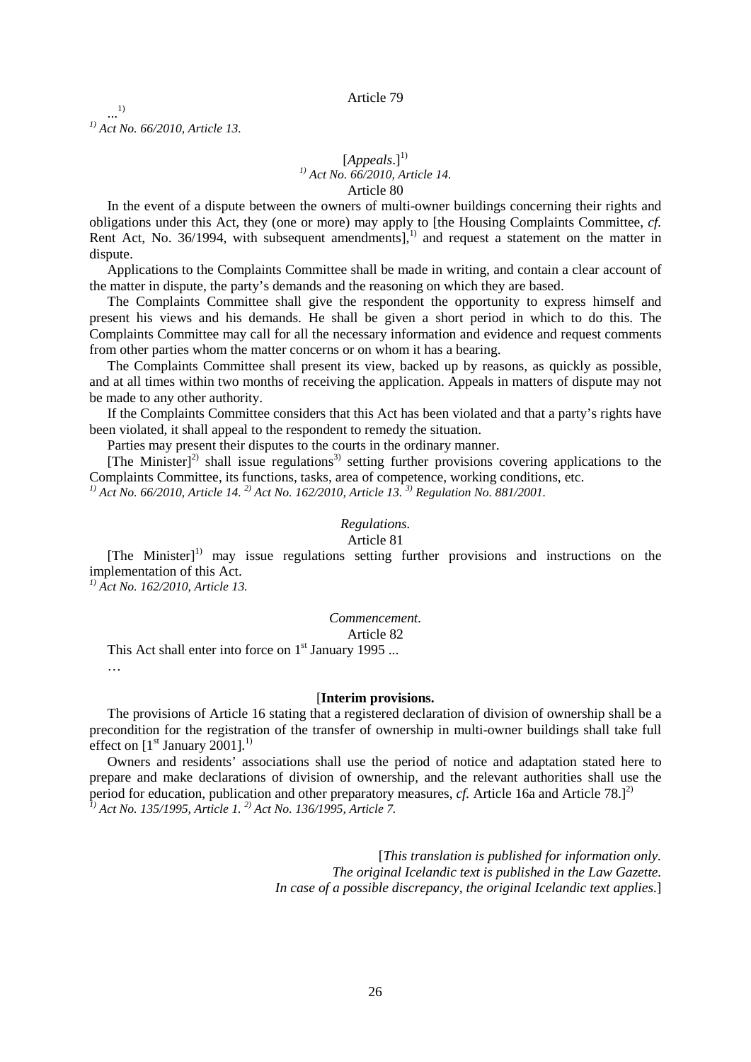Article 79

...[1)]

*1) Act No. 66/2010, Article 13.*

[*Appeals*.][1)]

*1) Act No. 66/2010, Article 14.*

Article 80

In the event of a dispute between the owners of multi-owner buildings concerning their rights and obligations under this Act, they (one or more) may apply to [the Housing Complaints Committee, *cf.* Rent Act, No. 36/1994, with subsequent amendments],[1)] and request a statement on the matter in dispute.

Applications to the Complaints Committee shall be made in writing, and contain a clear account of the matter in dispute, the party's demands and the reasoning on which they are based.

The Complaints Committee shall give the respondent the opportunity to express himself and present his views and his demands. He shall be given a short period in which to do this. The Complaints Committee may call for all the necessary information and evidence and request comments from other parties whom the matter concerns or on whom it has a bearing.

The Complaints Committee shall present its view, backed up by reasons, as quickly as possible, and at all times within two months of receiving the application. Appeals in matters of dispute may not be made to any other authority.

If the Complaints Committee considers that this Act has been violated and that a party's rights have been violated, it shall appeal to the respondent to remedy the situation.

Parties may present their disputes to the courts in the ordinary manner.

[The Minister][2)] shall issue regulations[3)] setting further provisions covering applications to the Complaints Committee, its functions, tasks, area of competence, working conditions, etc.

*1) Act No. 66/2010, Article 14. 2) Act No. 162/2010, Article 13. 3) Regulation No. 881/2001.*

*Regulations.*

Article 81

[The Minister][1)] may issue regulations setting further provisions and instructions on the implementation of this Act.

*1) Act No. 162/2010, Article 13.*

*Commencement.*

Article 82

This Act shall enter into force on 1st January 1995 ...

…

[**Interim provisions.**

The provisions of Article 16 stating that a registered declaration of division of ownership shall be a precondition for the registration of the transfer of ownership in multi-owner buildings shall take full effect on [1st January 2001].[1)]

Owners and residents' associations shall use the period of notice and adaptation stated here to prepare and make declarations of division of ownership, and the relevant authorities shall use the period for education, publication and other preparatory measures, *cf.* Article 16a and Article 78.][2)]

*1) Act No. 135/1995, Article 1. 2) Act No. 136/1995, Article 7.*

[*This translation is published for information only.*
*The original Icelandic text is published in the Law Gazette.*
*In case of a possible discrepancy, the original Icelandic text applies.*]